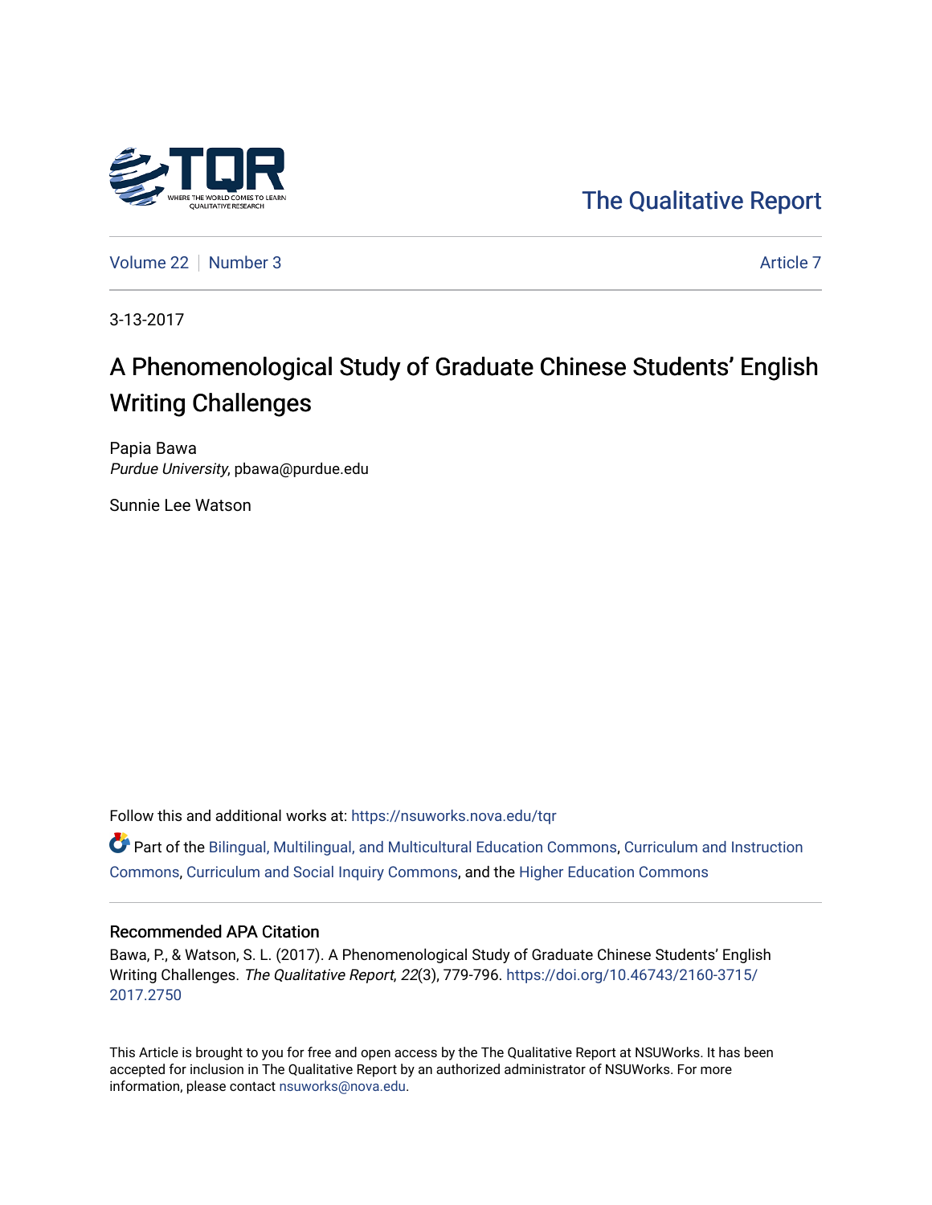The Qualitative Report

Volume 22 | Number 3 | Article 7

3-13-2017

# A Phenomenological Study of Graduate Chinese Students' English Writing Challenges

Papia Bawa
*Purdue University*, pbawa@purdue.edu

Sunnie Lee Watson

Follow this and additional works at: https://nsuworks.nova.edu/tqr

Part of the Bilingual, Multilingual, and Multicultural Education Commons, Curriculum and Instruction Commons, Curriculum and Social Inquiry Commons, and the Higher Education Commons

## Recommended APA Citation

Bawa, P., & Watson, S. L. (2017). A Phenomenological Study of Graduate Chinese Students' English Writing Challenges. *The Qualitative Report*, *22*(3), 779-796. https://doi.org/10.46743/2160-3715/2017.2750

This Article is brought to you for free and open access by the The Qualitative Report at NSUWorks. It has been accepted for inclusion in The Qualitative Report by an authorized administrator of NSUWorks. For more information, please contact nsuworks@nova.edu.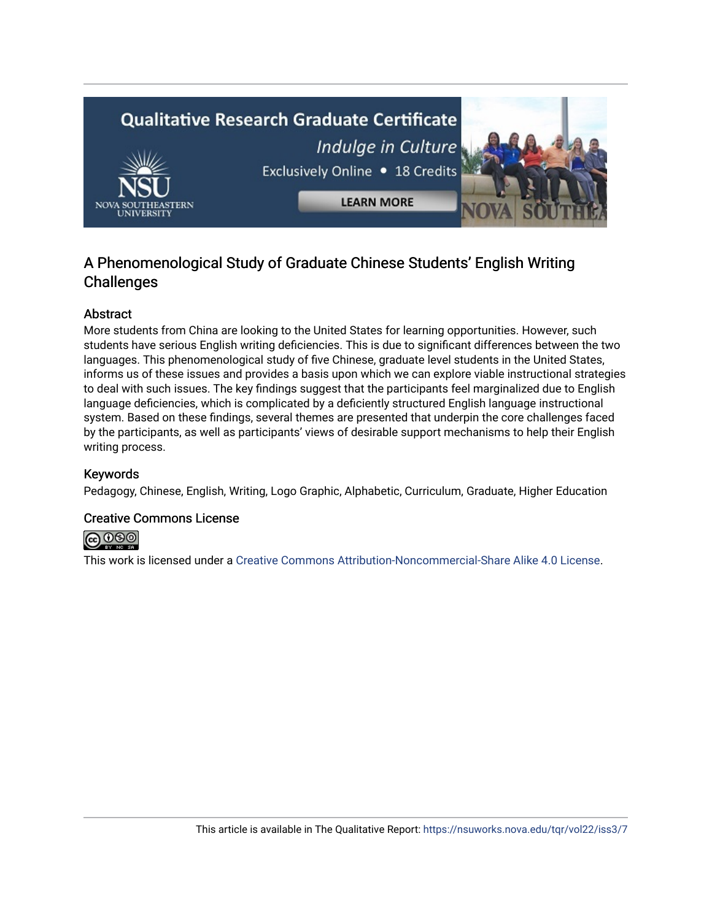# A Phenomenological Study of Graduate Chinese Students' English Writing Challenges

## Abstract

More students from China are looking to the United States for learning opportunities. However, such students have serious English writing deficiencies. This is due to significant differences between the two languages. This phenomenological study of five Chinese, graduate level students in the United States, informs us of these issues and provides a basis upon which we can explore viable instructional strategies to deal with such issues. The key findings suggest that the participants feel marginalized due to English language deficiencies, which is complicated by a deficiently structured English language instructional system. Based on these findings, several themes are presented that underpin the core challenges faced by the participants, as well as participants' views of desirable support mechanisms to help their English writing process.

## Keywords

Pedagogy, Chinese, English, Writing, Logo Graphic, Alphabetic, Curriculum, Graduate, Higher Education

## Creative Commons License

This work is licensed under a Creative Commons Attribution-Noncommercial-Share Alike 4.0 License.

This article is available in The Qualitative Report: https://nsuworks.nova.edu/tqr/vol22/iss3/7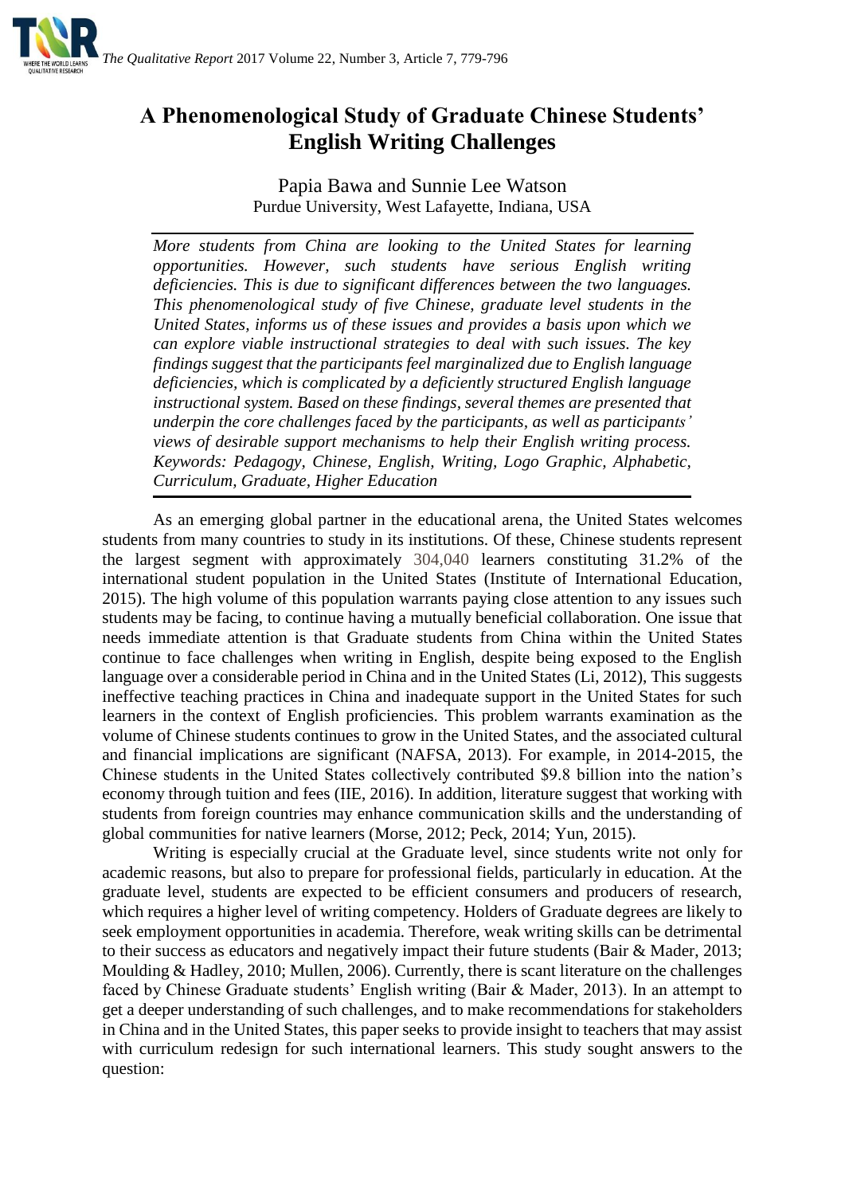# A Phenomenological Study of Graduate Chinese Students' English Writing Challenges

Papia Bawa and Sunnie Lee Watson
Purdue University, West Lafayette, Indiana, USA

*More students from China are looking to the United States for learning opportunities. However, such students have serious English writing deficiencies. This is due to significant differences between the two languages. This phenomenological study of five Chinese, graduate level students in the United States, informs us of these issues and provides a basis upon which we can explore viable instructional strategies to deal with such issues. The key findings suggest that the participants feel marginalized due to English language deficiencies, which is complicated by a deficiently structured English language instructional system. Based on these findings, several themes are presented that underpin the core challenges faced by the participants, as well as participants' views of desirable support mechanisms to help their English writing process. Keywords: Pedagogy, Chinese, English, Writing, Logo Graphic, Alphabetic, Curriculum, Graduate, Higher Education*

As an emerging global partner in the educational arena, the United States welcomes students from many countries to study in its institutions. Of these, Chinese students represent the largest segment with approximately 304,040 learners constituting 31.2% of the international student population in the United States (Institute of International Education, 2015). The high volume of this population warrants paying close attention to any issues such students may be facing, to continue having a mutually beneficial collaboration. One issue that needs immediate attention is that Graduate students from China within the United States continue to face challenges when writing in English, despite being exposed to the English language over a considerable period in China and in the United States (Li, 2012), This suggests ineffective teaching practices in China and inadequate support in the United States for such learners in the context of English proficiencies. This problem warrants examination as the volume of Chinese students continues to grow in the United States, and the associated cultural and financial implications are significant (NAFSA, 2013). For example, in 2014-2015, the Chinese students in the United States collectively contributed $9.8 billion into the nation's economy through tuition and fees (IIE, 2016). In addition, literature suggest that working with students from foreign countries may enhance communication skills and the understanding of global communities for native learners (Morse, 2012; Peck, 2014; Yun, 2015).

Writing is especially crucial at the Graduate level, since students write not only for academic reasons, but also to prepare for professional fields, particularly in education. At the graduate level, students are expected to be efficient consumers and producers of research, which requires a higher level of writing competency. Holders of Graduate degrees are likely to seek employment opportunities in academia. Therefore, weak writing skills can be detrimental to their success as educators and negatively impact their future students (Bair & Mader, 2013; Moulding & Hadley, 2010; Mullen, 2006). Currently, there is scant literature on the challenges faced by Chinese Graduate students' English writing (Bair & Mader, 2013). In an attempt to get a deeper understanding of such challenges, and to make recommendations for stakeholders in China and in the United States, this paper seeks to provide insight to teachers that may assist with curriculum redesign for such international learners. This study sought answers to the question: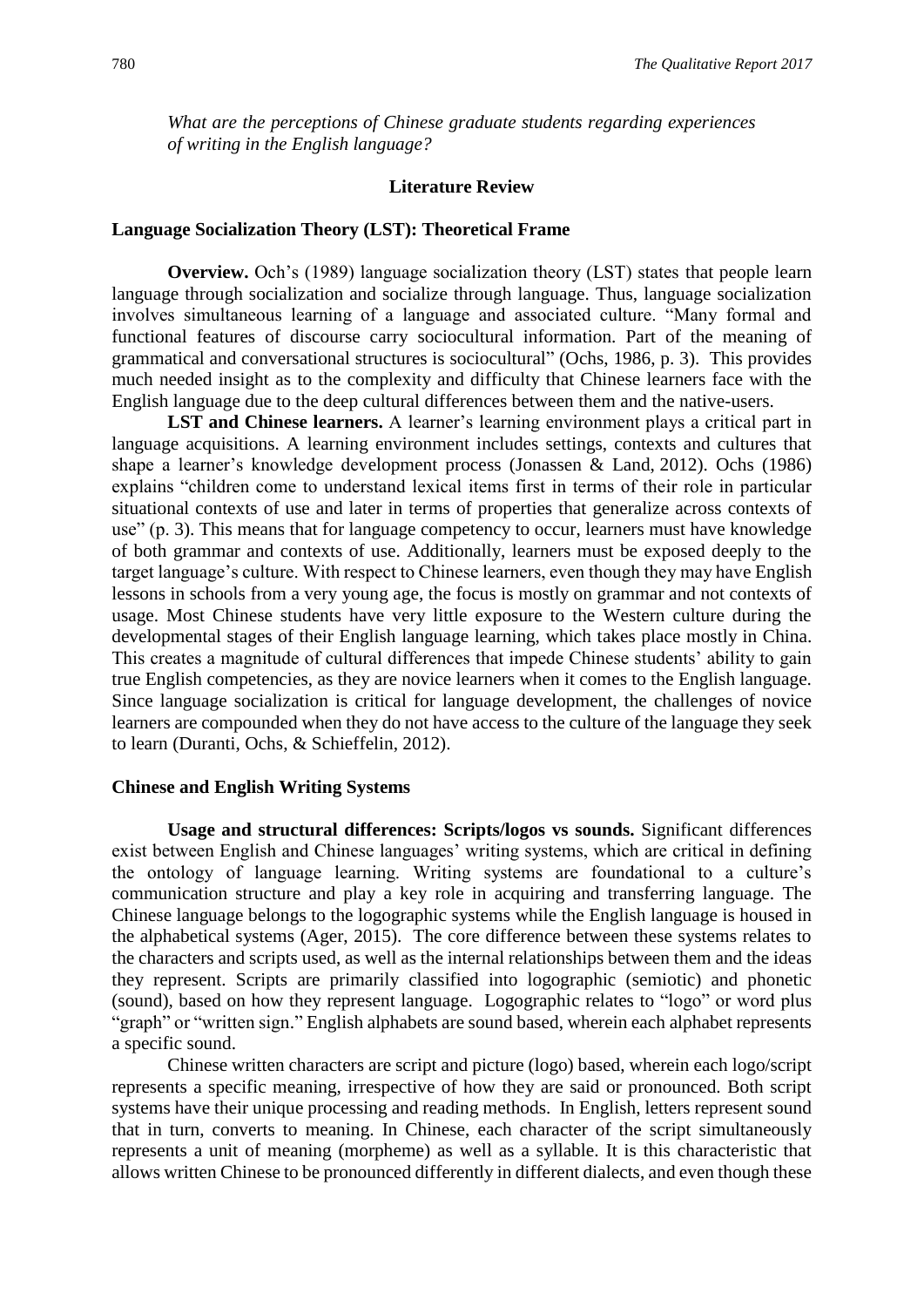*What are the perceptions of Chinese graduate students regarding experiences of writing in the English language?*

## Literature Review

### Language Socialization Theory (LST): Theoretical Frame

**Overview.** Och's (1989) language socialization theory (LST) states that people learn language through socialization and socialize through language. Thus, language socialization involves simultaneous learning of a language and associated culture. "Many formal and functional features of discourse carry sociocultural information. Part of the meaning of grammatical and conversational structures is sociocultural" (Ochs, 1986, p. 3). This provides much needed insight as to the complexity and difficulty that Chinese learners face with the English language due to the deep cultural differences between them and the native-users.

**LST and Chinese learners.** A learner's learning environment plays a critical part in language acquisitions. A learning environment includes settings, contexts and cultures that shape a learner's knowledge development process (Jonassen & Land, 2012). Ochs (1986) explains "children come to understand lexical items first in terms of their role in particular situational contexts of use and later in terms of properties that generalize across contexts of use" (p. 3). This means that for language competency to occur, learners must have knowledge of both grammar and contexts of use. Additionally, learners must be exposed deeply to the target language's culture. With respect to Chinese learners, even though they may have English lessons in schools from a very young age, the focus is mostly on grammar and not contexts of usage. Most Chinese students have very little exposure to the Western culture during the developmental stages of their English language learning, which takes place mostly in China. This creates a magnitude of cultural differences that impede Chinese students' ability to gain true English competencies, as they are novice learners when it comes to the English language. Since language socialization is critical for language development, the challenges of novice learners are compounded when they do not have access to the culture of the language they seek to learn (Duranti, Ochs, & Schieffelin, 2012).

### Chinese and English Writing Systems

**Usage and structural differences: Scripts/logos vs sounds.** Significant differences exist between English and Chinese languages' writing systems, which are critical in defining the ontology of language learning. Writing systems are foundational to a culture's communication structure and play a key role in acquiring and transferring language. The Chinese language belongs to the logographic systems while the English language is housed in the alphabetical systems (Ager, 2015). The core difference between these systems relates to the characters and scripts used, as well as the internal relationships between them and the ideas they represent. Scripts are primarily classified into logographic (semiotic) and phonetic (sound), based on how they represent language. Logographic relates to "logo" or word plus "graph" or "written sign." English alphabets are sound based, wherein each alphabet represents a specific sound.

Chinese written characters are script and picture (logo) based, wherein each logo/script represents a specific meaning, irrespective of how they are said or pronounced. Both script systems have their unique processing and reading methods. In English, letters represent sound that in turn, converts to meaning. In Chinese, each character of the script simultaneously represents a unit of meaning (morpheme) as well as a syllable. It is this characteristic that allows written Chinese to be pronounced differently in different dialects, and even though these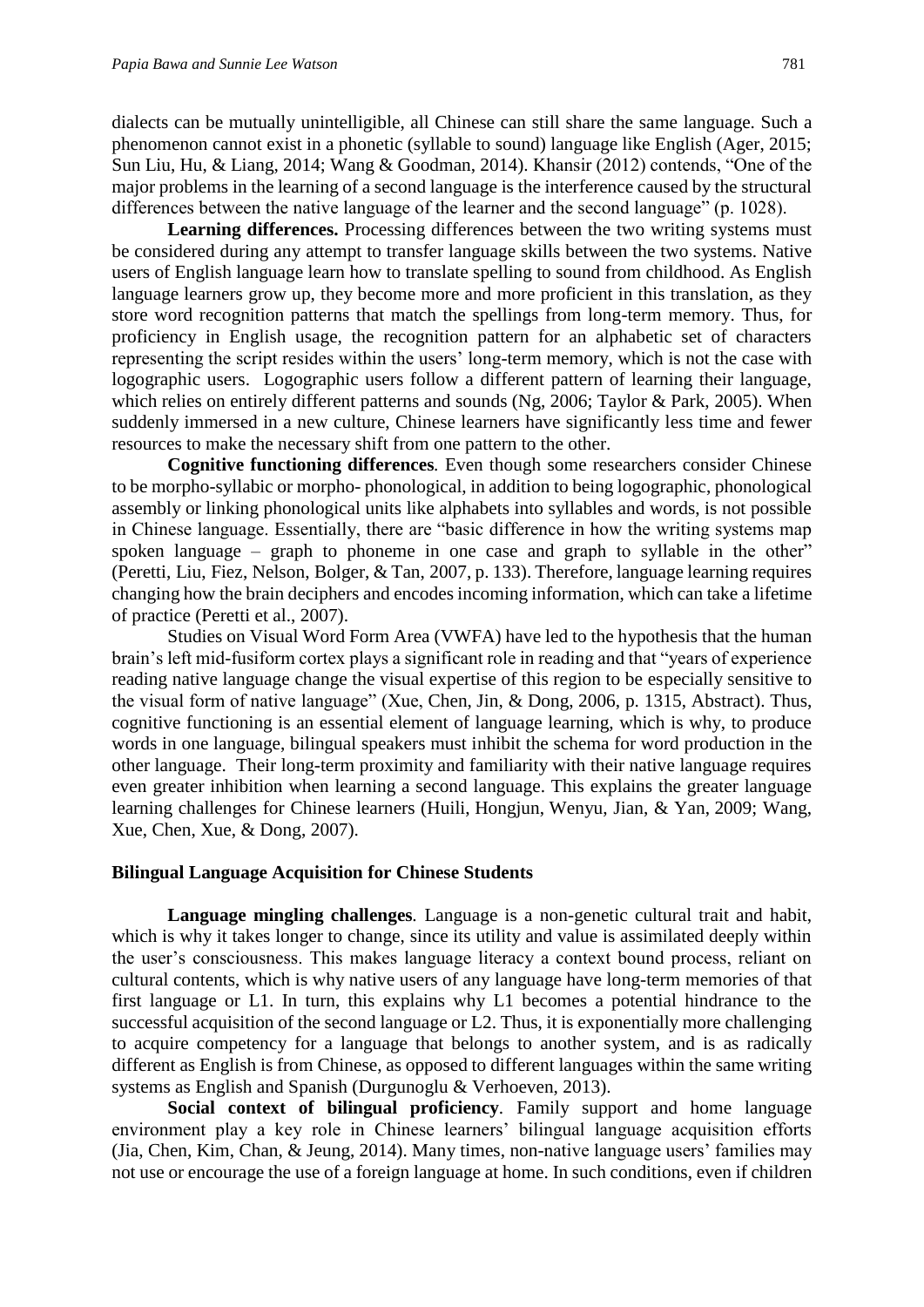dialects can be mutually unintelligible, all Chinese can still share the same language. Such a phenomenon cannot exist in a phonetic (syllable to sound) language like English (Ager, 2015; Sun Liu, Hu, & Liang, 2014; Wang & Goodman, 2014). Khansir (2012) contends, "One of the major problems in the learning of a second language is the interference caused by the structural differences between the native language of the learner and the second language" (p. 1028).

**Learning differences.** Processing differences between the two writing systems must be considered during any attempt to transfer language skills between the two systems. Native users of English language learn how to translate spelling to sound from childhood. As English language learners grow up, they become more and more proficient in this translation, as they store word recognition patterns that match the spellings from long-term memory. Thus, for proficiency in English usage, the recognition pattern for an alphabetic set of characters representing the script resides within the users' long-term memory, which is not the case with logographic users. Logographic users follow a different pattern of learning their language, which relies on entirely different patterns and sounds (Ng, 2006; Taylor & Park, 2005). When suddenly immersed in a new culture, Chinese learners have significantly less time and fewer resources to make the necessary shift from one pattern to the other.

**Cognitive functioning differences***.* Even though some researchers consider Chinese to be morpho-syllabic or morpho- phonological, in addition to being logographic, phonological assembly or linking phonological units like alphabets into syllables and words, is not possible in Chinese language. Essentially, there are "basic difference in how the writing systems map spoken language – graph to phoneme in one case and graph to syllable in the other" (Peretti, Liu, Fiez, Nelson, Bolger, & Tan, 2007, p. 133). Therefore, language learning requires changing how the brain deciphers and encodes incoming information, which can take a lifetime of practice (Peretti et al., 2007).

Studies on Visual Word Form Area (VWFA) have led to the hypothesis that the human brain's left mid-fusiform cortex plays a significant role in reading and that "years of experience reading native language change the visual expertise of this region to be especially sensitive to the visual form of native language" (Xue, Chen, Jin, & Dong, 2006, p. 1315, Abstract). Thus, cognitive functioning is an essential element of language learning, which is why, to produce words in one language, bilingual speakers must inhibit the schema for word production in the other language. Their long-term proximity and familiarity with their native language requires even greater inhibition when learning a second language. This explains the greater language learning challenges for Chinese learners (Huili, Hongjun, Wenyu, Jian, & Yan, 2009; Wang, Xue, Chen, Xue, & Dong, 2007).

### Bilingual Language Acquisition for Chinese Students

**Language mingling challenges***.* Language is a non-genetic cultural trait and habit, which is why it takes longer to change, since its utility and value is assimilated deeply within the user's consciousness. This makes language literacy a context bound process, reliant on cultural contents, which is why native users of any language have long-term memories of that first language or L1. In turn, this explains why L1 becomes a potential hindrance to the successful acquisition of the second language or L2. Thus, it is exponentially more challenging to acquire competency for a language that belongs to another system, and is as radically different as English is from Chinese, as opposed to different languages within the same writing systems as English and Spanish (Durgunoglu & Verhoeven, 2013).

**Social context of bilingual proficiency***.* Family support and home language environment play a key role in Chinese learners' bilingual language acquisition efforts (Jia, Chen, Kim, Chan, & Jeung, 2014). Many times, non-native language users' families may not use or encourage the use of a foreign language at home. In such conditions, even if children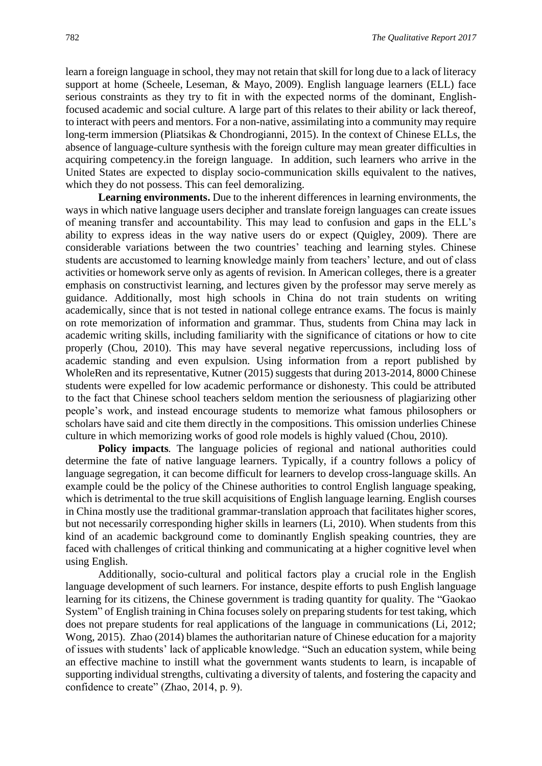learn a foreign language in school, they may not retain that skill for long due to a lack of literacy support at home (Scheele, Leseman, & Mayo, 2009). English language learners (ELL) face serious constraints as they try to fit in with the expected norms of the dominant, English-focused academic and social culture. A large part of this relates to their ability or lack thereof, to interact with peers and mentors. For a non-native, assimilating into a community may require long-term immersion (Pliatsikas & Chondrogianni, 2015). In the context of Chinese ELLs, the absence of language-culture synthesis with the foreign culture may mean greater difficulties in acquiring competency.in the foreign language. In addition, such learners who arrive in the United States are expected to display socio-communication skills equivalent to the natives, which they do not possess. This can feel demoralizing.

**Learning environments.** Due to the inherent differences in learning environments, the ways in which native language users decipher and translate foreign languages can create issues of meaning transfer and accountability. This may lead to confusion and gaps in the ELL's ability to express ideas in the way native users do or expect (Quigley, 2009). There are considerable variations between the two countries' teaching and learning styles. Chinese students are accustomed to learning knowledge mainly from teachers' lecture, and out of class activities or homework serve only as agents of revision. In American colleges, there is a greater emphasis on constructivist learning, and lectures given by the professor may serve merely as guidance. Additionally, most high schools in China do not train students on writing academically, since that is not tested in national college entrance exams. The focus is mainly on rote memorization of information and grammar. Thus, students from China may lack in academic writing skills, including familiarity with the significance of citations or how to cite properly (Chou, 2010). This may have several negative repercussions, including loss of academic standing and even expulsion. Using information from a report published by WholeRen and its representative, Kutner (2015) suggests that during 2013-2014, 8000 Chinese students were expelled for low academic performance or dishonesty. This could be attributed to the fact that Chinese school teachers seldom mention the seriousness of plagiarizing other people's work, and instead encourage students to memorize what famous philosophers or scholars have said and cite them directly in the compositions. This omission underlies Chinese culture in which memorizing works of good role models is highly valued (Chou, 2010).

**Policy impacts***.* The language policies of regional and national authorities could determine the fate of native language learners. Typically, if a country follows a policy of language segregation, it can become difficult for learners to develop cross-language skills. An example could be the policy of the Chinese authorities to control English language speaking, which is detrimental to the true skill acquisitions of English language learning. English courses in China mostly use the traditional grammar-translation approach that facilitates higher scores, but not necessarily corresponding higher skills in learners (Li, 2010). When students from this kind of an academic background come to dominantly English speaking countries, they are faced with challenges of critical thinking and communicating at a higher cognitive level when using English.

Additionally, socio-cultural and political factors play a crucial role in the English language development of such learners. For instance, despite efforts to push English language learning for its citizens, the Chinese government is trading quantity for quality. The "Gaokao System" of English training in China focuses solely on preparing students for test taking, which does not prepare students for real applications of the language in communications (Li, 2012; Wong, 2015). Zhao (2014) blames the authoritarian nature of Chinese education for a majority of issues with students' lack of applicable knowledge. "Such an education system, while being an effective machine to instill what the government wants students to learn, is incapable of supporting individual strengths, cultivating a diversity of talents, and fostering the capacity and confidence to create" (Zhao, 2014, p. 9).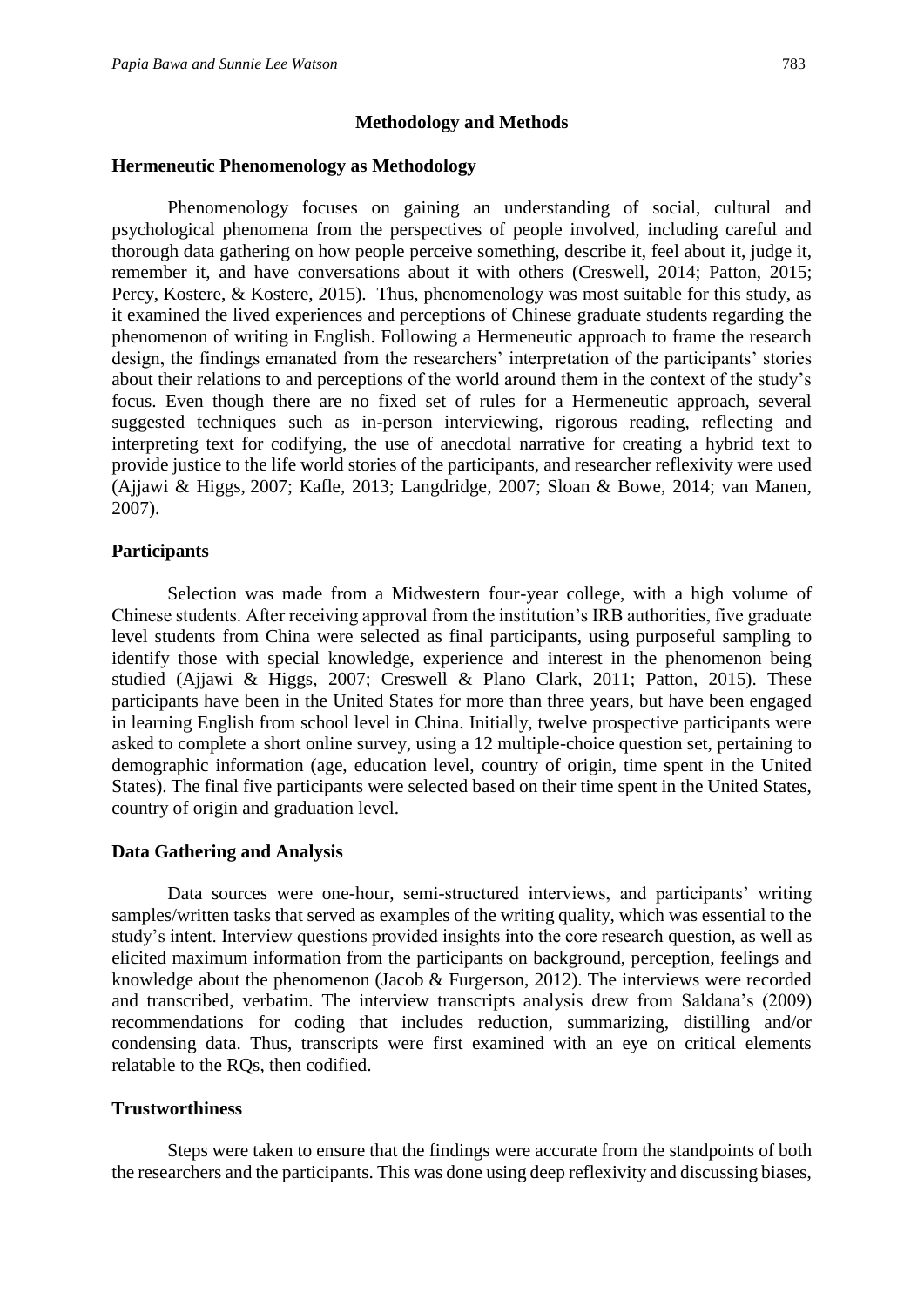## Methodology and Methods

### Hermeneutic Phenomenology as Methodology

Phenomenology focuses on gaining an understanding of social, cultural and psychological phenomena from the perspectives of people involved, including careful and thorough data gathering on how people perceive something, describe it, feel about it, judge it, remember it, and have conversations about it with others (Creswell, 2014; Patton, 2015; Percy, Kostere, & Kostere, 2015). Thus, phenomenology was most suitable for this study, as it examined the lived experiences and perceptions of Chinese graduate students regarding the phenomenon of writing in English. Following a Hermeneutic approach to frame the research design, the findings emanated from the researchers' interpretation of the participants' stories about their relations to and perceptions of the world around them in the context of the study's focus. Even though there are no fixed set of rules for a Hermeneutic approach, several suggested techniques such as in-person interviewing, rigorous reading, reflecting and interpreting text for codifying, the use of anecdotal narrative for creating a hybrid text to provide justice to the life world stories of the participants, and researcher reflexivity were used (Ajjawi & Higgs, 2007; Kafle, 2013; Langdridge, 2007; Sloan & Bowe, 2014; van Manen, 2007).

### Participants

Selection was made from a Midwestern four-year college, with a high volume of Chinese students. After receiving approval from the institution's IRB authorities, five graduate level students from China were selected as final participants, using purposeful sampling to identify those with special knowledge, experience and interest in the phenomenon being studied (Ajjawi & Higgs, 2007; Creswell & Plano Clark, 2011; Patton, 2015). These participants have been in the United States for more than three years, but have been engaged in learning English from school level in China. Initially, twelve prospective participants were asked to complete a short online survey, using a 12 multiple-choice question set, pertaining to demographic information (age, education level, country of origin, time spent in the United States). The final five participants were selected based on their time spent in the United States, country of origin and graduation level.

### Data Gathering and Analysis

Data sources were one-hour, semi-structured interviews, and participants' writing samples/written tasks that served as examples of the writing quality, which was essential to the study's intent. Interview questions provided insights into the core research question, as well as elicited maximum information from the participants on background, perception, feelings and knowledge about the phenomenon (Jacob & Furgerson, 2012). The interviews were recorded and transcribed, verbatim. The interview transcripts analysis drew from Saldana's (2009) recommendations for coding that includes reduction, summarizing, distilling and/or condensing data. Thus, transcripts were first examined with an eye on critical elements relatable to the RQs, then codified.

### Trustworthiness

Steps were taken to ensure that the findings were accurate from the standpoints of both the researchers and the participants. This was done using deep reflexivity and discussing biases,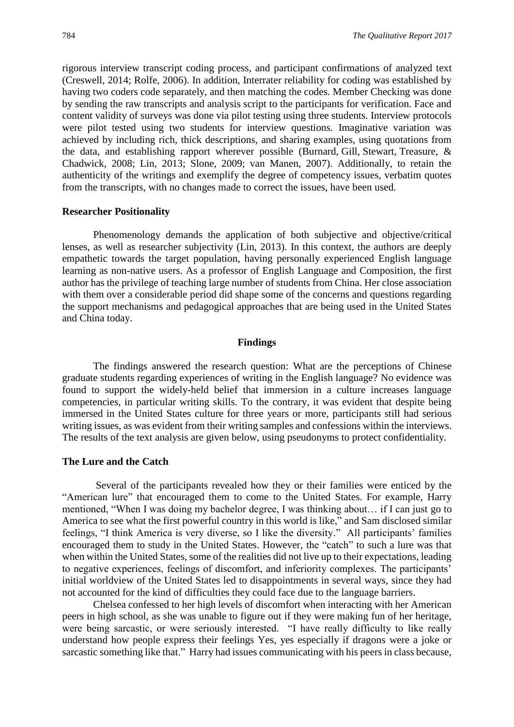rigorous interview transcript coding process, and participant confirmations of analyzed text (Creswell, 2014; Rolfe, 2006). In addition, Interrater reliability for coding was established by having two coders code separately, and then matching the codes. Member Checking was done by sending the raw transcripts and analysis script to the participants for verification. Face and content validity of surveys was done via pilot testing using three students. Interview protocols were pilot tested using two students for interview questions. Imaginative variation was achieved by including rich, thick descriptions, and sharing examples, using quotations from the data, and establishing rapport wherever possible (Burnard, Gill, Stewart, Treasure, & Chadwick, 2008; Lin, 2013; Slone, 2009; van Manen, 2007). Additionally, to retain the authenticity of the writings and exemplify the degree of competency issues, verbatim quotes from the transcripts, with no changes made to correct the issues, have been used.

### Researcher Positionality

Phenomenology demands the application of both subjective and objective/critical lenses, as well as researcher subjectivity (Lin, 2013). In this context, the authors are deeply empathetic towards the target population, having personally experienced English language learning as non-native users. As a professor of English Language and Composition, the first author has the privilege of teaching large number of students from China. Her close association with them over a considerable period did shape some of the concerns and questions regarding the support mechanisms and pedagogical approaches that are being used in the United States and China today.

## Findings

The findings answered the research question: What are the perceptions of Chinese graduate students regarding experiences of writing in the English language? No evidence was found to support the widely-held belief that immersion in a culture increases language competencies, in particular writing skills. To the contrary, it was evident that despite being immersed in the United States culture for three years or more, participants still had serious writing issues, as was evident from their writing samples and confessions within the interviews. The results of the text analysis are given below, using pseudonyms to protect confidentiality.

### The Lure and the Catch

Several of the participants revealed how they or their families were enticed by the "American lure" that encouraged them to come to the United States. For example, Harry mentioned, "When I was doing my bachelor degree, I was thinking about… if I can just go to America to see what the first powerful country in this world is like," and Sam disclosed similar feelings, "I think America is very diverse, so I like the diversity." All participants' families encouraged them to study in the United States. However, the "catch" to such a lure was that when within the United States, some of the realities did not live up to their expectations, leading to negative experiences, feelings of discomfort, and inferiority complexes. The participants' initial worldview of the United States led to disappointments in several ways, since they had not accounted for the kind of difficulties they could face due to the language barriers.

Chelsea confessed to her high levels of discomfort when interacting with her American peers in high school, as she was unable to figure out if they were making fun of her heritage, were being sarcastic, or were seriously interested. "I have really difficulty to like really understand how people express their feelings Yes, yes especially if dragons were a joke or sarcastic something like that." Harry had issues communicating with his peers in class because,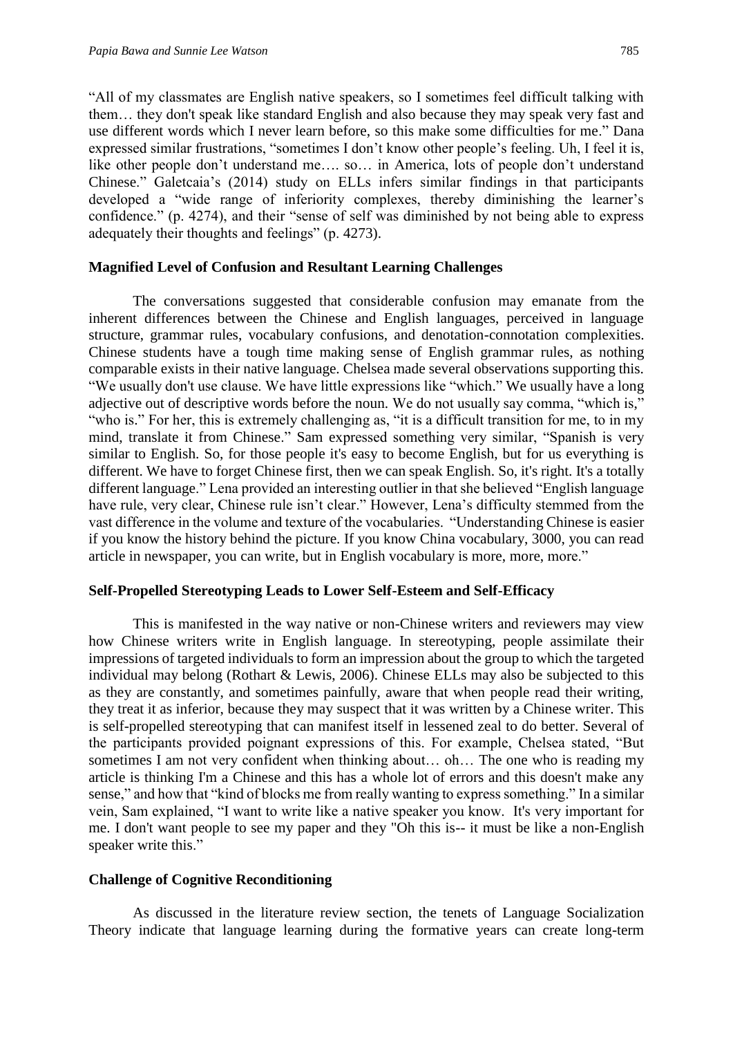"All of my classmates are English native speakers, so I sometimes feel difficult talking with them… they don't speak like standard English and also because they may speak very fast and use different words which I never learn before, so this make some difficulties for me." Dana expressed similar frustrations, "sometimes I don't know other people's feeling. Uh, I feel it is, like other people don't understand me…. so… in America, lots of people don't understand Chinese." Galetcaia's (2014) study on ELLs infers similar findings in that participants developed a "wide range of inferiority complexes, thereby diminishing the learner's confidence." (p. 4274), and their "sense of self was diminished by not being able to express adequately their thoughts and feelings" (p. 4273).

### Magnified Level of Confusion and Resultant Learning Challenges

The conversations suggested that considerable confusion may emanate from the inherent differences between the Chinese and English languages, perceived in language structure, grammar rules, vocabulary confusions, and denotation-connotation complexities. Chinese students have a tough time making sense of English grammar rules, as nothing comparable exists in their native language. Chelsea made several observations supporting this. "We usually don't use clause. We have little expressions like "which." We usually have a long adjective out of descriptive words before the noun. We do not usually say comma, "which is," "who is." For her, this is extremely challenging as, "it is a difficult transition for me, to in my mind, translate it from Chinese." Sam expressed something very similar, "Spanish is very similar to English. So, for those people it's easy to become English, but for us everything is different. We have to forget Chinese first, then we can speak English. So, it's right. It's a totally different language." Lena provided an interesting outlier in that she believed "English language have rule, very clear, Chinese rule isn't clear." However, Lena's difficulty stemmed from the vast difference in the volume and texture of the vocabularies. "Understanding Chinese is easier if you know the history behind the picture. If you know China vocabulary, 3000, you can read article in newspaper, you can write, but in English vocabulary is more, more, more."

### Self-Propelled Stereotyping Leads to Lower Self-Esteem and Self-Efficacy

This is manifested in the way native or non-Chinese writers and reviewers may view how Chinese writers write in English language. In stereotyping, people assimilate their impressions of targeted individuals to form an impression about the group to which the targeted individual may belong (Rothart & Lewis, 2006). Chinese ELLs may also be subjected to this as they are constantly, and sometimes painfully, aware that when people read their writing, they treat it as inferior, because they may suspect that it was written by a Chinese writer. This is self-propelled stereotyping that can manifest itself in lessened zeal to do better. Several of the participants provided poignant expressions of this. For example, Chelsea stated, "But sometimes I am not very confident when thinking about… oh… The one who is reading my article is thinking I'm a Chinese and this has a whole lot of errors and this doesn't make any sense," and how that "kind of blocks me from really wanting to express something." In a similar vein, Sam explained, "I want to write like a native speaker you know. It's very important for me. I don't want people to see my paper and they "Oh this is-- it must be like a non-English speaker write this."

### Challenge of Cognitive Reconditioning

As discussed in the literature review section, the tenets of Language Socialization Theory indicate that language learning during the formative years can create long-term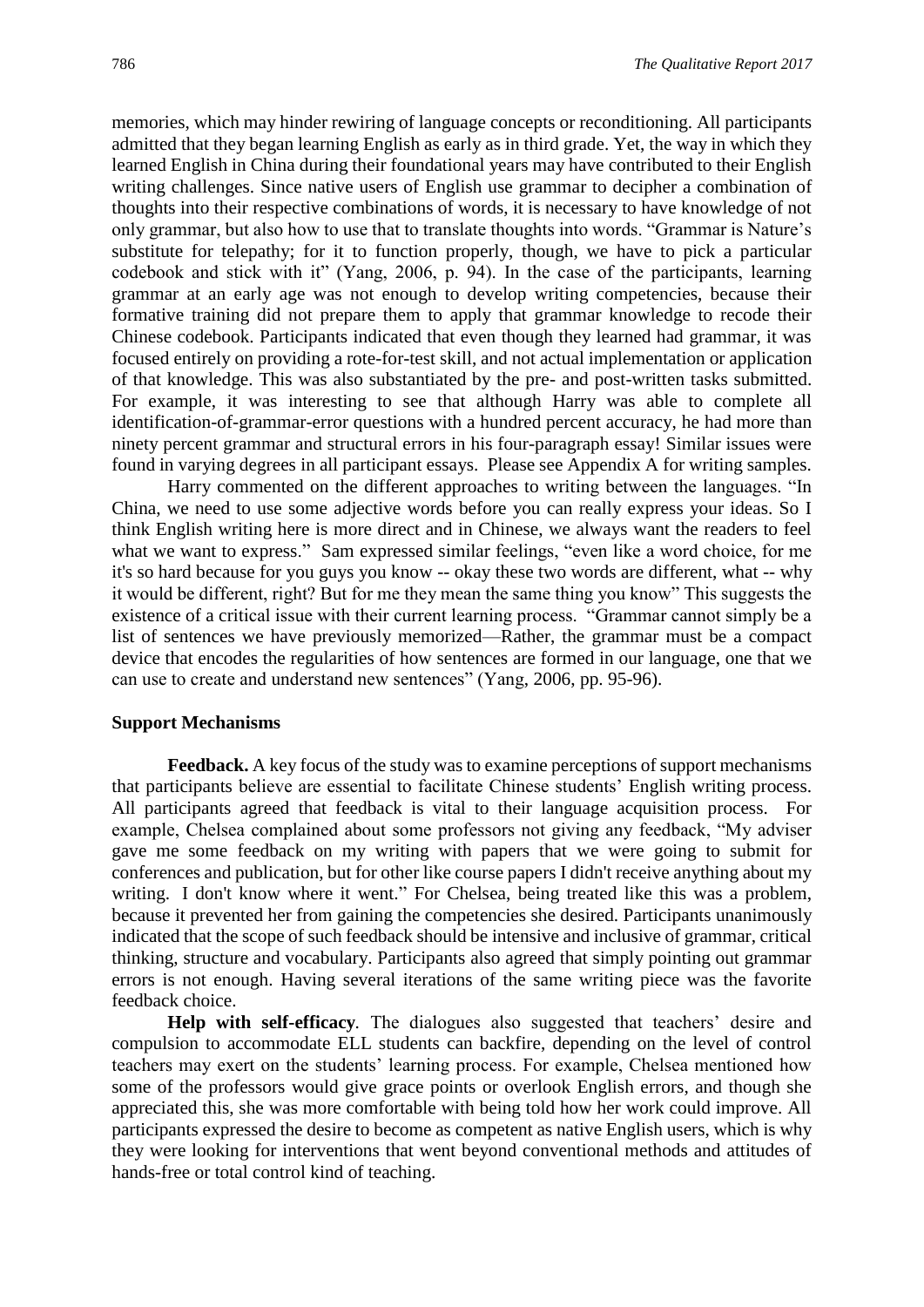memories, which may hinder rewiring of language concepts or reconditioning. All participants admitted that they began learning English as early as in third grade. Yet, the way in which they learned English in China during their foundational years may have contributed to their English writing challenges. Since native users of English use grammar to decipher a combination of thoughts into their respective combinations of words, it is necessary to have knowledge of not only grammar, but also how to use that to translate thoughts into words. "Grammar is Nature's substitute for telepathy; for it to function properly, though, we have to pick a particular codebook and stick with it" (Yang, 2006, p. 94). In the case of the participants, learning grammar at an early age was not enough to develop writing competencies, because their formative training did not prepare them to apply that grammar knowledge to recode their Chinese codebook. Participants indicated that even though they learned had grammar, it was focused entirely on providing a rote-for-test skill, and not actual implementation or application of that knowledge. This was also substantiated by the pre- and post-written tasks submitted. For example, it was interesting to see that although Harry was able to complete all identification-of-grammar-error questions with a hundred percent accuracy, he had more than ninety percent grammar and structural errors in his four-paragraph essay! Similar issues were found in varying degrees in all participant essays. Please see Appendix A for writing samples.

Harry commented on the different approaches to writing between the languages. "In China, we need to use some adjective words before you can really express your ideas. So I think English writing here is more direct and in Chinese, we always want the readers to feel what we want to express." Sam expressed similar feelings, "even like a word choice, for me it's so hard because for you guys you know -- okay these two words are different, what -- why it would be different, right? But for me they mean the same thing you know" This suggests the existence of a critical issue with their current learning process. "Grammar cannot simply be a list of sentences we have previously memorized—Rather, the grammar must be a compact device that encodes the regularities of how sentences are formed in our language, one that we can use to create and understand new sentences" (Yang, 2006, pp. 95-96).

### Support Mechanisms

**Feedback.** A key focus of the study was to examine perceptions of support mechanisms that participants believe are essential to facilitate Chinese students' English writing process. All participants agreed that feedback is vital to their language acquisition process. For example, Chelsea complained about some professors not giving any feedback, "My adviser gave me some feedback on my writing with papers that we were going to submit for conferences and publication, but for other like course papers I didn't receive anything about my writing. I don't know where it went." For Chelsea, being treated like this was a problem, because it prevented her from gaining the competencies she desired. Participants unanimously indicated that the scope of such feedback should be intensive and inclusive of grammar, critical thinking, structure and vocabulary. Participants also agreed that simply pointing out grammar errors is not enough. Having several iterations of the same writing piece was the favorite feedback choice.

**Help with self-efficacy**. The dialogues also suggested that teachers' desire and compulsion to accommodate ELL students can backfire, depending on the level of control teachers may exert on the students' learning process. For example, Chelsea mentioned how some of the professors would give grace points or overlook English errors, and though she appreciated this, she was more comfortable with being told how her work could improve. All participants expressed the desire to become as competent as native English users, which is why they were looking for interventions that went beyond conventional methods and attitudes of hands-free or total control kind of teaching.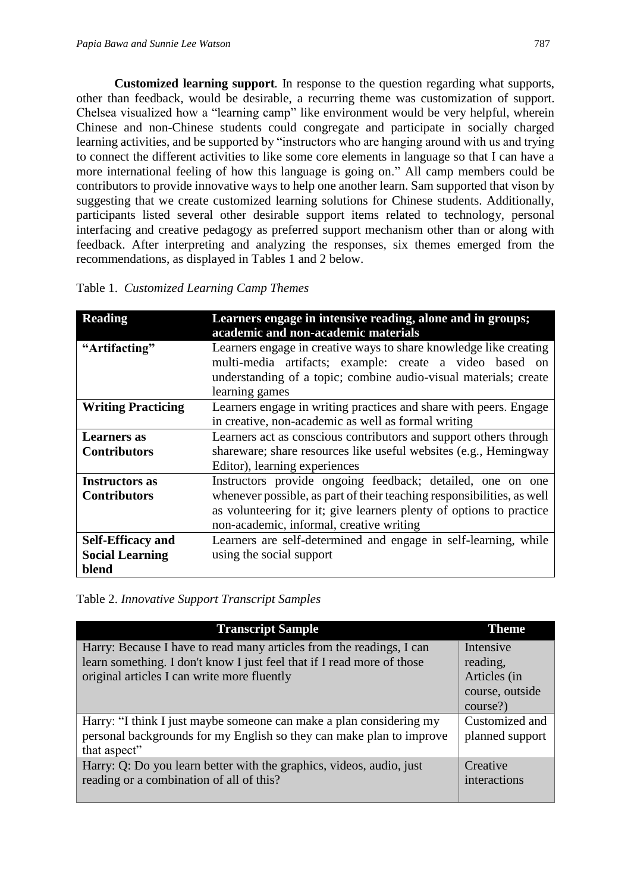**Customized learning support***.* In response to the question regarding what supports, other than feedback, would be desirable, a recurring theme was customization of support. Chelsea visualized how a "learning camp" like environment would be very helpful, wherein Chinese and non-Chinese students could congregate and participate in socially charged learning activities, and be supported by "instructors who are hanging around with us and trying to connect the different activities to like some core elements in language so that I can have a more international feeling of how this language is going on." All camp members could be contributors to provide innovative ways to help one another learn. Sam supported that vison by suggesting that we create customized learning solutions for Chinese students. Additionally, participants listed several other desirable support items related to technology, personal interfacing and creative pedagogy as preferred support mechanism other than or along with feedback. After interpreting and analyzing the responses, six themes emerged from the recommendations, as displayed in Tables 1 and 2 below.

Table 1. *Customized Learning Camp Themes*

| **Reading** | **Learners engage in intensive reading, alone and in groups; academic and non-academic materials** |
|---|---|
| **"Artifacting"** | Learners engage in creative ways to share knowledge like creating multi-media artifacts; example: create a video based on understanding of a topic; combine audio-visual materials; create learning games |
| **Writing Practicing** | Learners engage in writing practices and share with peers. Engage in creative, non-academic as well as formal writing |
| **Learners as Contributors** | Learners act as conscious contributors and support others through shareware; share resources like useful websites (e.g., Hemingway Editor), learning experiences |
| **Instructors as Contributors** | Instructors provide ongoing feedback; detailed, one on one whenever possible, as part of their teaching responsibilities, as well as volunteering for it; give learners plenty of options to practice non-academic, informal, creative writing |
| **Self-Efficacy and Social Learning blend** | Learners are self-determined and engage in self-learning, while using the social support |

Table 2. *Innovative Support Transcript Samples*

| **Transcript Sample** | **Theme** |
|---|---|
| Harry: Because I have to read many articles from the readings, I can learn something. I don't know I just feel that if I read more of those original articles I can write more fluently | Intensive reading, Articles (in course, outside course?) |
| Harry: "I think I just maybe someone can make a plan considering my personal backgrounds for my English so they can make plan to improve that aspect" | Customized and planned support |
| Harry: Q: Do you learn better with the graphics, videos, audio, just reading or a combination of all of this? | Creative interactions |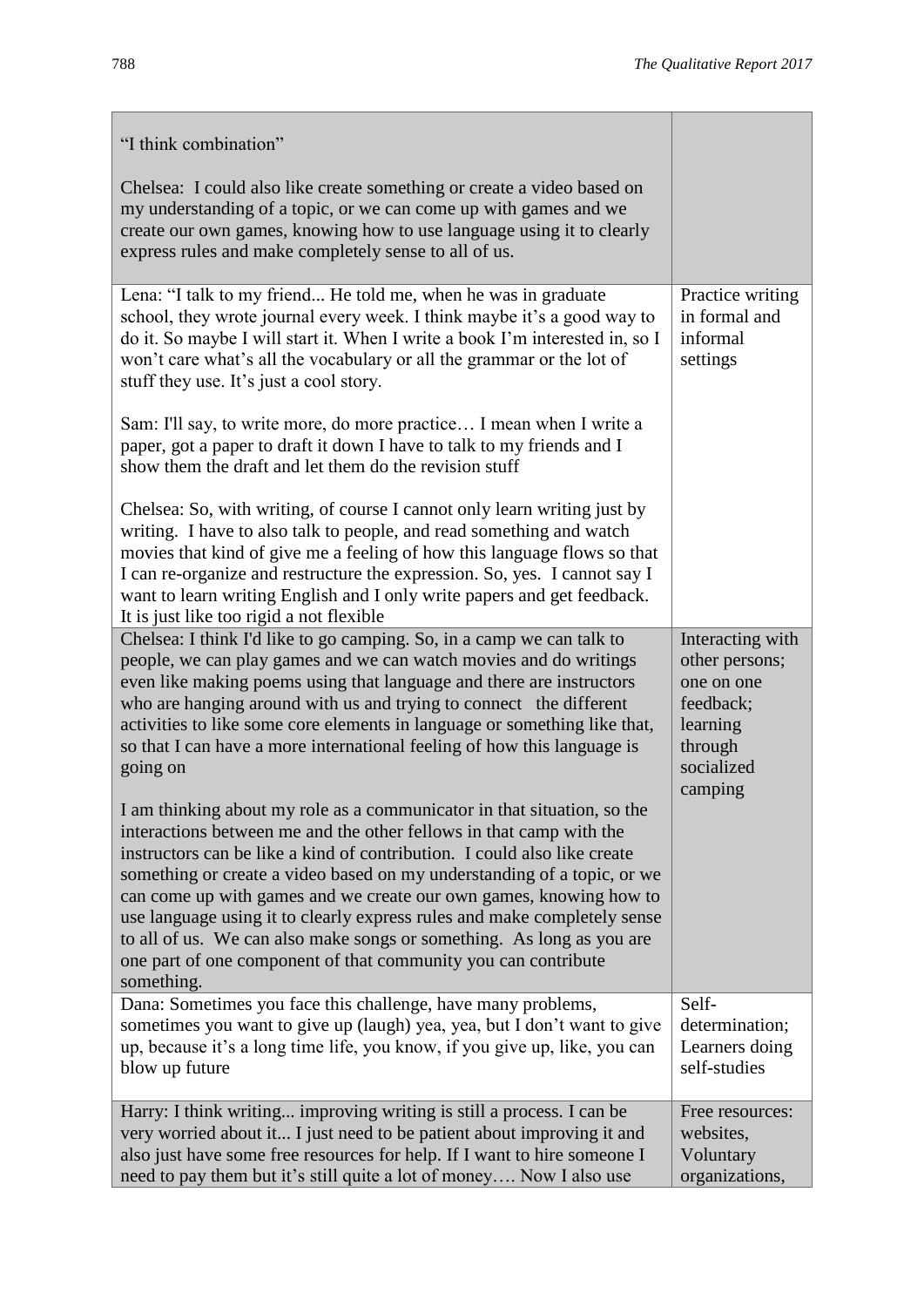| | |
|---|---|
| "I think combination"<br><br>Chelsea: I could also like create something or create a video based on my understanding of a topic, or we can come up with games and we create our own games, knowing how to use language using it to clearly express rules and make completely sense to all of us. | |
| Lena: "I talk to my friend... He told me, when he was in graduate school, they wrote journal every week. I think maybe it's a good way to do it. So maybe I will start it. When I write a book I'm interested in, so I won't care what's all the vocabulary or all the grammar or the lot of stuff they use. It's just a cool story.<br><br>Sam: I'll say, to write more, do more practice… I mean when I write a paper, got a paper to draft it down I have to talk to my friends and I show them the draft and let them do the revision stuff<br><br>Chelsea: So, with writing, of course I cannot only learn writing just by writing. I have to also talk to people, and read something and watch movies that kind of give me a feeling of how this language flows so that I can re-organize and restructure the expression. So, yes. I cannot say I want to learn writing English and I only write papers and get feedback. It is just like too rigid a not flexible | Practice writing in formal and informal settings |
| Chelsea: I think I'd like to go camping. So, in a camp we can talk to people, we can play games and we can watch movies and do writings even like making poems using that language and there are instructors who are hanging around with us and trying to connect the different activities to like some core elements in language or something like that, so that I can have a more international feeling of how this language is going on<br><br>I am thinking about my role as a communicator in that situation, so the interactions between me and the other fellows in that camp with the instructors can be like a kind of contribution. I could also like create something or create a video based on my understanding of a topic, or we can come up with games and we create our own games, knowing how to use language using it to clearly express rules and make completely sense to all of us. We can also make songs or something. As long as you are one part of one component of that community you can contribute something. | Interacting with other persons; one on one feedback; learning through socialized camping |
| Dana: Sometimes you face this challenge, have many problems, sometimes you want to give up (laugh) yea, yea, but I don't want to give up, because it's a long time life, you know, if you give up, like, you can blow up future | Self-determination; Learners doing self-studies |
| Harry: I think writing... improving writing is still a process. I can be very worried about it... I just need to be patient about improving it and also just have some free resources for help. If I want to hire someone I need to pay them but it's still quite a lot of money…. Now I also use | Free resources: websites, Voluntary organizations, |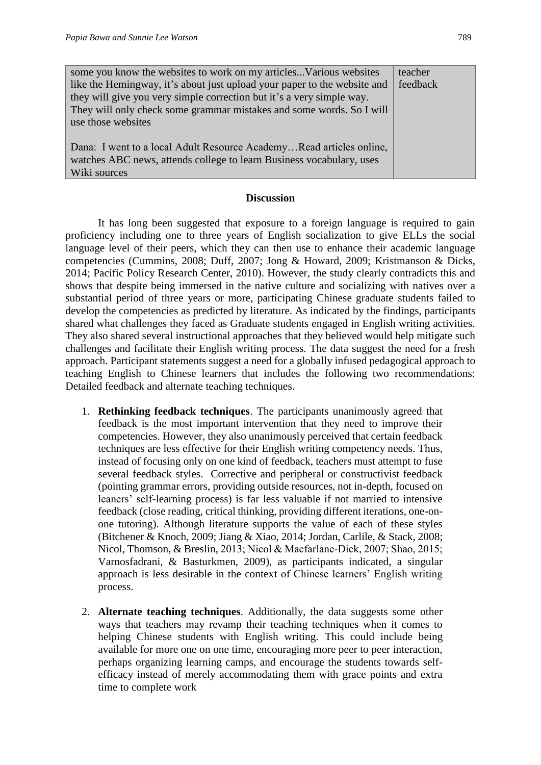| | |
|---|---|
| some you know the websites to work on my articles...Various websites like the Hemingway, it's about just upload your paper to the website and they will give you very simple correction but it's a very simple way. They will only check some grammar mistakes and some words. So I will use those websites<br><br>Dana: I went to a local Adult Resource Academy…Read articles online, watches ABC news, attends college to learn Business vocabulary, uses Wiki sources | teacher feedback |

## Discussion

It has long been suggested that exposure to a foreign language is required to gain proficiency including one to three years of English socialization to give ELLs the social language level of their peers, which they can then use to enhance their academic language competencies (Cummins, 2008; Duff, 2007; Jong & Howard, 2009; Kristmanson & Dicks, 2014; Pacific Policy Research Center, 2010). However, the study clearly contradicts this and shows that despite being immersed in the native culture and socializing with natives over a substantial period of three years or more, participating Chinese graduate students failed to develop the competencies as predicted by literature. As indicated by the findings, participants shared what challenges they faced as Graduate students engaged in English writing activities. They also shared several instructional approaches that they believed would help mitigate such challenges and facilitate their English writing process. The data suggest the need for a fresh approach. Participant statements suggest a need for a globally infused pedagogical approach to teaching English to Chinese learners that includes the following two recommendations: Detailed feedback and alternate teaching techniques.

1. **Rethinking feedback techniques**. The participants unanimously agreed that feedback is the most important intervention that they need to improve their competencies. However, they also unanimously perceived that certain feedback techniques are less effective for their English writing competency needs. Thus, instead of focusing only on one kind of feedback, teachers must attempt to fuse several feedback styles. Corrective and peripheral or constructivist feedback (pointing grammar errors, providing outside resources, not in-depth, focused on leaners' self-learning process) is far less valuable if not married to intensive feedback (close reading, critical thinking, providing different iterations, one-on-one tutoring). Although literature supports the value of each of these styles (Bitchener & Knoch, 2009; Jiang & Xiao, 2014; Jordan, Carlile, & Stack, 2008; Nicol, Thomson, & Breslin, 2013; Nicol & Macfarlane-Dick, 2007; Shao, 2015; Varnosfadrani, & Basturkmen, 2009), as participants indicated, a singular approach is less desirable in the context of Chinese learners' English writing process.

2. **Alternate teaching techniques**. Additionally, the data suggests some other ways that teachers may revamp their teaching techniques when it comes to helping Chinese students with English writing. This could include being available for more one on one time, encouraging more peer to peer interaction, perhaps organizing learning camps, and encourage the students towards self-efficacy instead of merely accommodating them with grace points and extra time to complete work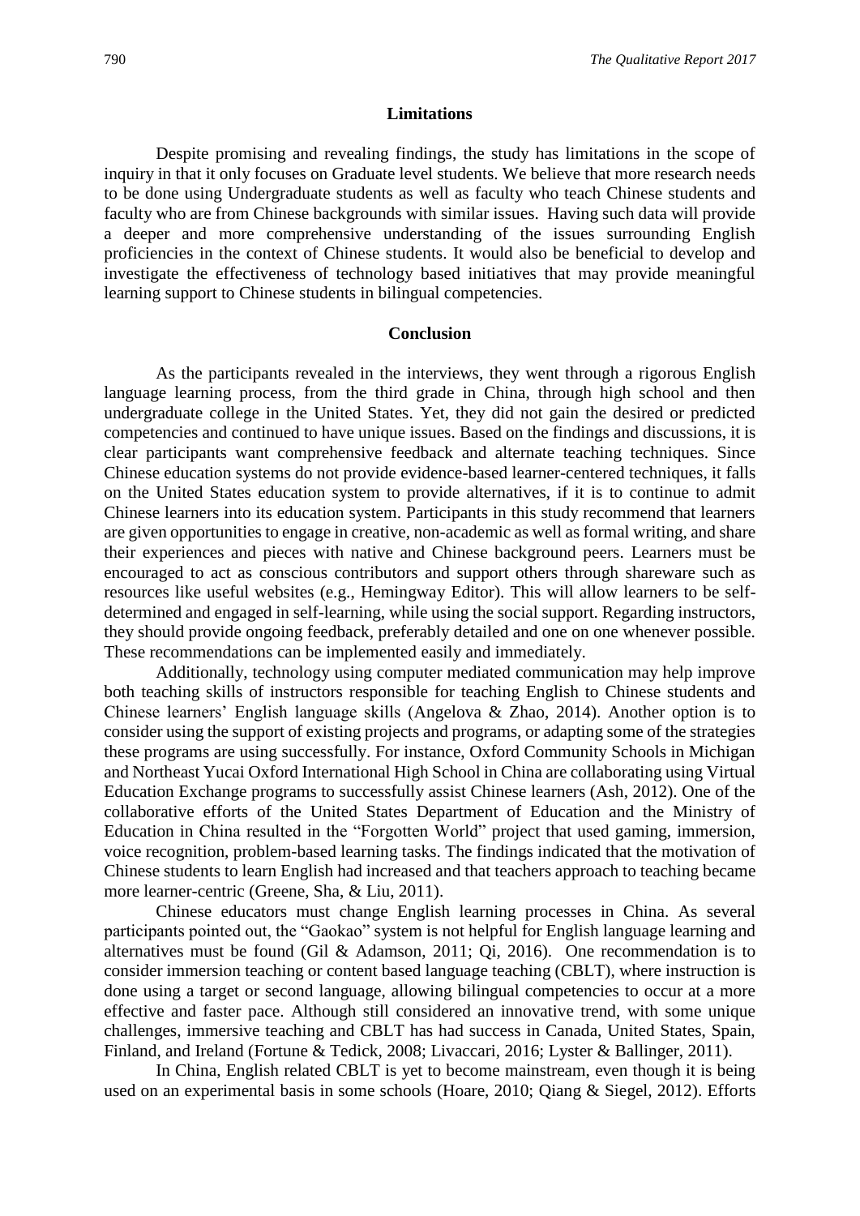## Limitations

Despite promising and revealing findings, the study has limitations in the scope of inquiry in that it only focuses on Graduate level students. We believe that more research needs to be done using Undergraduate students as well as faculty who teach Chinese students and faculty who are from Chinese backgrounds with similar issues. Having such data will provide a deeper and more comprehensive understanding of the issues surrounding English proficiencies in the context of Chinese students. It would also be beneficial to develop and investigate the effectiveness of technology based initiatives that may provide meaningful learning support to Chinese students in bilingual competencies.

## Conclusion

As the participants revealed in the interviews, they went through a rigorous English language learning process, from the third grade in China, through high school and then undergraduate college in the United States. Yet, they did not gain the desired or predicted competencies and continued to have unique issues. Based on the findings and discussions, it is clear participants want comprehensive feedback and alternate teaching techniques. Since Chinese education systems do not provide evidence-based learner-centered techniques, it falls on the United States education system to provide alternatives, if it is to continue to admit Chinese learners into its education system. Participants in this study recommend that learners are given opportunities to engage in creative, non-academic as well as formal writing, and share their experiences and pieces with native and Chinese background peers. Learners must be encouraged to act as conscious contributors and support others through shareware such as resources like useful websites (e.g., Hemingway Editor). This will allow learners to be self-determined and engaged in self-learning, while using the social support. Regarding instructors, they should provide ongoing feedback, preferably detailed and one on one whenever possible. These recommendations can be implemented easily and immediately.

Additionally, technology using computer mediated communication may help improve both teaching skills of instructors responsible for teaching English to Chinese students and Chinese learners' English language skills (Angelova & Zhao, 2014). Another option is to consider using the support of existing projects and programs, or adapting some of the strategies these programs are using successfully. For instance, Oxford Community Schools in Michigan and Northeast Yucai Oxford International High School in China are collaborating using Virtual Education Exchange programs to successfully assist Chinese learners (Ash, 2012). One of the collaborative efforts of the United States Department of Education and the Ministry of Education in China resulted in the "Forgotten World" project that used gaming, immersion, voice recognition, problem-based learning tasks. The findings indicated that the motivation of Chinese students to learn English had increased and that teachers approach to teaching became more learner-centric (Greene, Sha, & Liu, 2011).

Chinese educators must change English learning processes in China. As several participants pointed out, the "Gaokao" system is not helpful for English language learning and alternatives must be found (Gil & Adamson, 2011; Qi, 2016). One recommendation is to consider immersion teaching or content based language teaching (CBLT), where instruction is done using a target or second language, allowing bilingual competencies to occur at a more effective and faster pace. Although still considered an innovative trend, with some unique challenges, immersive teaching and CBLT has had success in Canada, United States, Spain, Finland, and Ireland (Fortune & Tedick, 2008; Livaccari, 2016; Lyster & Ballinger, 2011).

In China, English related CBLT is yet to become mainstream, even though it is being used on an experimental basis in some schools (Hoare, 2010; Qiang & Siegel, 2012). Efforts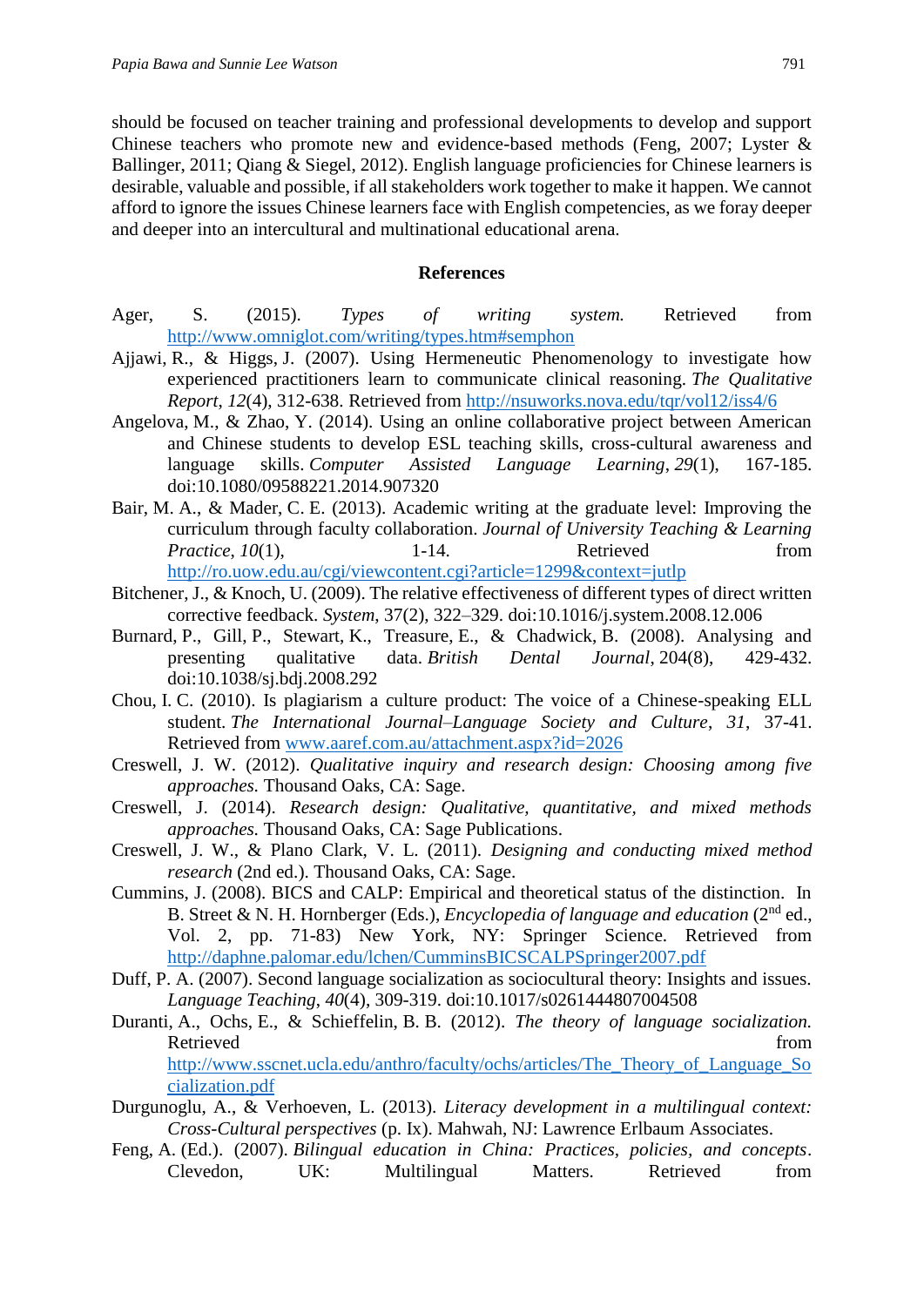should be focused on teacher training and professional developments to develop and support Chinese teachers who promote new and evidence-based methods (Feng, 2007; Lyster & Ballinger, 2011; Qiang & Siegel, 2012). English language proficiencies for Chinese learners is desirable, valuable and possible, if all stakeholders work together to make it happen. We cannot afford to ignore the issues Chinese learners face with English competencies, as we foray deeper and deeper into an intercultural and multinational educational arena.

## References

Ager, S. (2015). *Types of writing system.* Retrieved from http://www.omniglot.com/writing/types.htm#semphon

Ajjawi, R., & Higgs, J. (2007). Using Hermeneutic Phenomenology to investigate how experienced practitioners learn to communicate clinical reasoning. *The Qualitative Report*, *12*(4), 312-638. Retrieved from http://nsuworks.nova.edu/tqr/vol12/iss4/6

Angelova, M., & Zhao, Y. (2014). Using an online collaborative project between American and Chinese students to develop ESL teaching skills, cross-cultural awareness and language skills. *Computer Assisted Language Learning*, *29*(1), 167-185. doi:10.1080/09588221.2014.907320

Bair, M. A., & Mader, C. E. (2013). Academic writing at the graduate level: Improving the curriculum through faculty collaboration. *Journal of University Teaching & Learning Practice*, *10*(1), 1-14. Retrieved from http://ro.uow.edu.au/cgi/viewcontent.cgi?article=1299&context=jutlp

Bitchener, J., & Knoch, U. (2009). The relative effectiveness of different types of direct written corrective feedback. *System*, 37(2), 322–329. doi:10.1016/j.system.2008.12.006

Burnard, P., Gill, P., Stewart, K., Treasure, E., & Chadwick, B. (2008). Analysing and presenting qualitative data. *British Dental Journal*, 204(8), 429-432. doi:10.1038/sj.bdj.2008.292

Chou, I. C. (2010). Is plagiarism a culture product: The voice of a Chinese-speaking ELL student. *The International Journal–Language Society and Culture*, *31*, 37-41. Retrieved from www.aaref.com.au/attachment.aspx?id=2026

Creswell, J. W. (2012). *Qualitative inquiry and research design: Choosing among five approaches.* Thousand Oaks, CA: Sage.

Creswell, J. (2014). *Research design: Qualitative, quantitative, and mixed methods approaches.* Thousand Oaks, CA: Sage Publications.

Creswell, J. W., & Plano Clark, V. L. (2011). *Designing and conducting mixed method research* (2nd ed.). Thousand Oaks, CA: Sage.

Cummins, J. (2008). BICS and CALP: Empirical and theoretical status of the distinction. In B. Street & N. H. Hornberger (Eds.), *Encyclopedia of language and education* (2nd ed., Vol. 2, pp. 71-83) New York, NY: Springer Science. Retrieved from http://daphne.palomar.edu/lchen/CumminsBICSCALPSpringer2007.pdf

Duff, P. A. (2007). Second language socialization as sociocultural theory: Insights and issues. *Language Teaching*, *40*(4), 309-319. doi:10.1017/s0261444807004508

Duranti, A., Ochs, E., & Schieffelin, B. B. (2012). *The theory of language socialization.* Retrieved from http://www.sscnet.ucla.edu/anthro/faculty/ochs/articles/The_Theory_of_Language_Socialization.pdf

Durgunoglu, A., & Verhoeven, L. (2013). *Literacy development in a multilingual context: Cross-Cultural perspectives* (p. Ix). Mahwah, NJ: Lawrence Erlbaum Associates.

Feng, A. (Ed.). (2007). *Bilingual education in China: Practices, policies, and concepts*. Clevedon, UK: Multilingual Matters. Retrieved from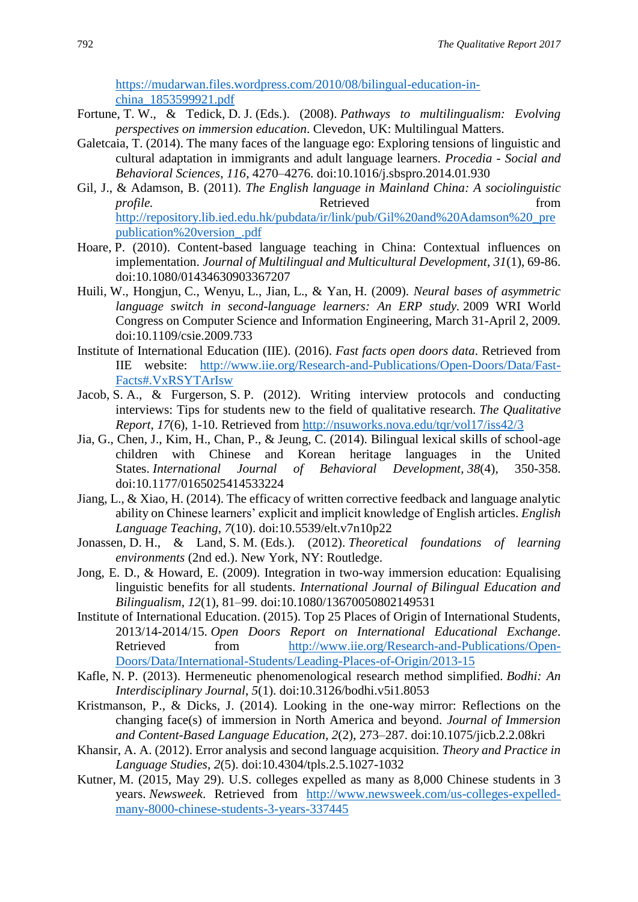https://mudarwan.files.wordpress.com/2010/08/bilingual-education-in-china_1853599921.pdf

Fortune, T. W., & Tedick, D. J. (Eds.). (2008). *Pathways to multilingualism: Evolving perspectives on immersion education*. Clevedon, UK: Multilingual Matters.

Galetcaia, T. (2014). The many faces of the language ego: Exploring tensions of linguistic and cultural adaptation in immigrants and adult language learners. *Procedia - Social and Behavioral Sciences*, *116*, 4270–4276. doi:10.1016/j.sbspro.2014.01.930

Gil, J., & Adamson, B. (2011). *The English language in Mainland China: A sociolinguistic profile.* Retrieved from http://repository.lib.ied.edu.hk/pubdata/ir/link/pub/Gil%20and%20Adamson%20_prepublication%20version_.pdf

Hoare, P. (2010). Content-based language teaching in China: Contextual influences on implementation. *Journal of Multilingual and Multicultural Development*, *31*(1), 69-86. doi:10.1080/01434630903367207

Huili, W., Hongjun, C., Wenyu, L., Jian, L., & Yan, H. (2009). *Neural bases of asymmetric language switch in second-language learners: An ERP study.* 2009 WRI World Congress on Computer Science and Information Engineering, March 31-April 2, 2009. doi:10.1109/csie.2009.733

Institute of International Education (IIE). (2016). *Fast facts open doors data*. Retrieved from IIE website: http://www.iie.org/Research-and-Publications/Open-Doors/Data/Fast-Facts#.VxRSYTArIsw

Jacob, S. A., & Furgerson, S. P. (2012). Writing interview protocols and conducting interviews: Tips for students new to the field of qualitative research. *The Qualitative Report*, *17*(6), 1-10. Retrieved from http://nsuworks.nova.edu/tqr/vol17/iss42/3

Jia, G., Chen, J., Kim, H., Chan, P., & Jeung, C. (2014). Bilingual lexical skills of school-age children with Chinese and Korean heritage languages in the United States. *International Journal of Behavioral Development*, *38*(4), 350-358. doi:10.1177/0165025414533224

Jiang, L., & Xiao, H. (2014). The efficacy of written corrective feedback and language analytic ability on Chinese learners' explicit and implicit knowledge of English articles. *English Language Teaching*, *7*(10). doi:10.5539/elt.v7n10p22

Jonassen, D. H., & Land, S. M. (Eds.). (2012). *Theoretical foundations of learning environments* (2nd ed.). New York, NY: Routledge.

Jong, E. D., & Howard, E. (2009). Integration in two-way immersion education: Equalising linguistic benefits for all students. *International Journal of Bilingual Education and Bilingualism*, *12*(1), 81–99. doi:10.1080/13670050802149531

Institute of International Education. (2015). Top 25 Places of Origin of International Students, 2013/14-2014/15. *Open Doors Report on International Educational Exchange*. Retrieved from http://www.iie.org/Research-and-Publications/Open-Doors/Data/International-Students/Leading-Places-of-Origin/2013-15

Kafle, N. P. (2013). Hermeneutic phenomenological research method simplified. *Bodhi: An Interdisciplinary Journal*, *5*(1). doi:10.3126/bodhi.v5i1.8053

Kristmanson, P., & Dicks, J. (2014). Looking in the one-way mirror: Reflections on the changing face(s) of immersion in North America and beyond. *Journal of Immersion and Content-Based Language Education*, *2*(2), 273–287. doi:10.1075/jicb.2.2.08kri

Khansir, A. A. (2012). Error analysis and second language acquisition. *Theory and Practice in Language Studies*, *2*(5). doi:10.4304/tpls.2.5.1027-1032

Kutner, M. (2015, May 29). U.S. colleges expelled as many as 8,000 Chinese students in 3 years. *Newsweek.* Retrieved from http://www.newsweek.com/us-colleges-expelled-many-8000-chinese-students-3-years-337445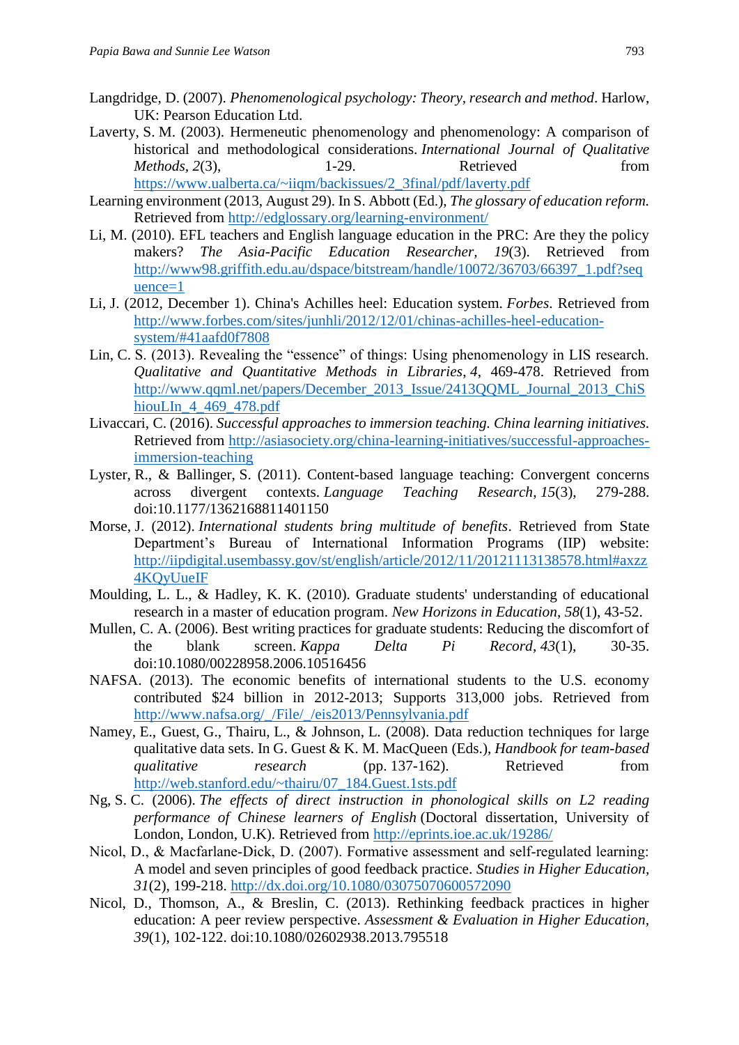Langdridge, D. (2007). *Phenomenological psychology: Theory, research and method*. Harlow, UK: Pearson Education Ltd.

Laverty, S. M. (2003). Hermeneutic phenomenology and phenomenology: A comparison of historical and methodological considerations. *International Journal of Qualitative Methods*, *2*(3), 1-29. Retrieved from https://www.ualberta.ca/~iiqm/backissues/2_3final/pdf/laverty.pdf

Learning environment (2013, August 29). In S. Abbott (Ed.), *The glossary of education reform.* Retrieved from http://edglossary.org/learning-environment/

Li, M. (2010). EFL teachers and English language education in the PRC: Are they the policy makers? *The Asia-Pacific Education Researcher, 19*(3). Retrieved from http://www98.griffith.edu.au/dspace/bitstream/handle/10072/36703/66397_1.pdf?sequence=1

Li, J. (2012, December 1). China's Achilles heel: Education system. *Forbes*. Retrieved from http://www.forbes.com/sites/junhli/2012/12/01/chinas-achilles-heel-education-system/#41aafd0f7808

Lin, C. S. (2013). Revealing the "essence" of things: Using phenomenology in LIS research. *Qualitative and Quantitative Methods in Libraries*, *4*, 469-478. Retrieved from http://www.qqml.net/papers/December_2013_Issue/2413QQML_Journal_2013_ChiShiouLIn_4_469_478.pdf

Livaccari, C. (2016). *Successful approaches to immersion teaching. China learning initiatives.* Retrieved from http://asiasociety.org/china-learning-initiatives/successful-approaches-immersion-teaching

Lyster, R., & Ballinger, S. (2011). Content-based language teaching: Convergent concerns across divergent contexts. *Language Teaching Research*, *15*(3), 279-288. doi:10.1177/1362168811401150

Morse, J. (2012). *International students bring multitude of benefits*. Retrieved from State Department's Bureau of International Information Programs (IIP) website: http://iipdigital.usembassy.gov/st/english/article/2012/11/20121113138578.html#axzz4KQyUueIF

Moulding, L. L., & Hadley, K. K. (2010). Graduate students' understanding of educational research in a master of education program. *New Horizons in Education*, *58*(1), 43-52.

Mullen, C. A. (2006). Best writing practices for graduate students: Reducing the discomfort of the blank screen. *Kappa Delta Pi Record*, *43*(1), 30-35. doi:10.1080/00228958.2006.10516456

NAFSA. (2013). The economic benefits of international students to the U.S. economy contributed $24 billion in 2012-2013; Supports 313,000 jobs. Retrieved from http://www.nafsa.org/_/File/_/eis2013/Pennsylvania.pdf

Namey, E., Guest, G., Thairu, L., & Johnson, L. (2008). Data reduction techniques for large qualitative data sets. In G. Guest & K. M. MacQueen (Eds.), *Handbook for team-based qualitative research* (pp. 137-162). Retrieved from http://web.stanford.edu/~thairu/07_184.Guest.1sts.pdf

Ng, S. C. (2006). *The effects of direct instruction in phonological skills on L2 reading performance of Chinese learners of English* (Doctoral dissertation, University of London, London, U.K). Retrieved from http://eprints.ioe.ac.uk/19286/

Nicol, D., & Macfarlane-Dick, D. (2007). Formative assessment and self-regulated learning: A model and seven principles of good feedback practice. *Studies in Higher Education, 31*(2), 199-218. http://dx.doi.org/10.1080/03075070600572090

Nicol, D., Thomson, A., & Breslin, C. (2013). Rethinking feedback practices in higher education: A peer review perspective. *Assessment & Evaluation in Higher Education, 39*(1), 102-122. doi:10.1080/02602938.2013.795518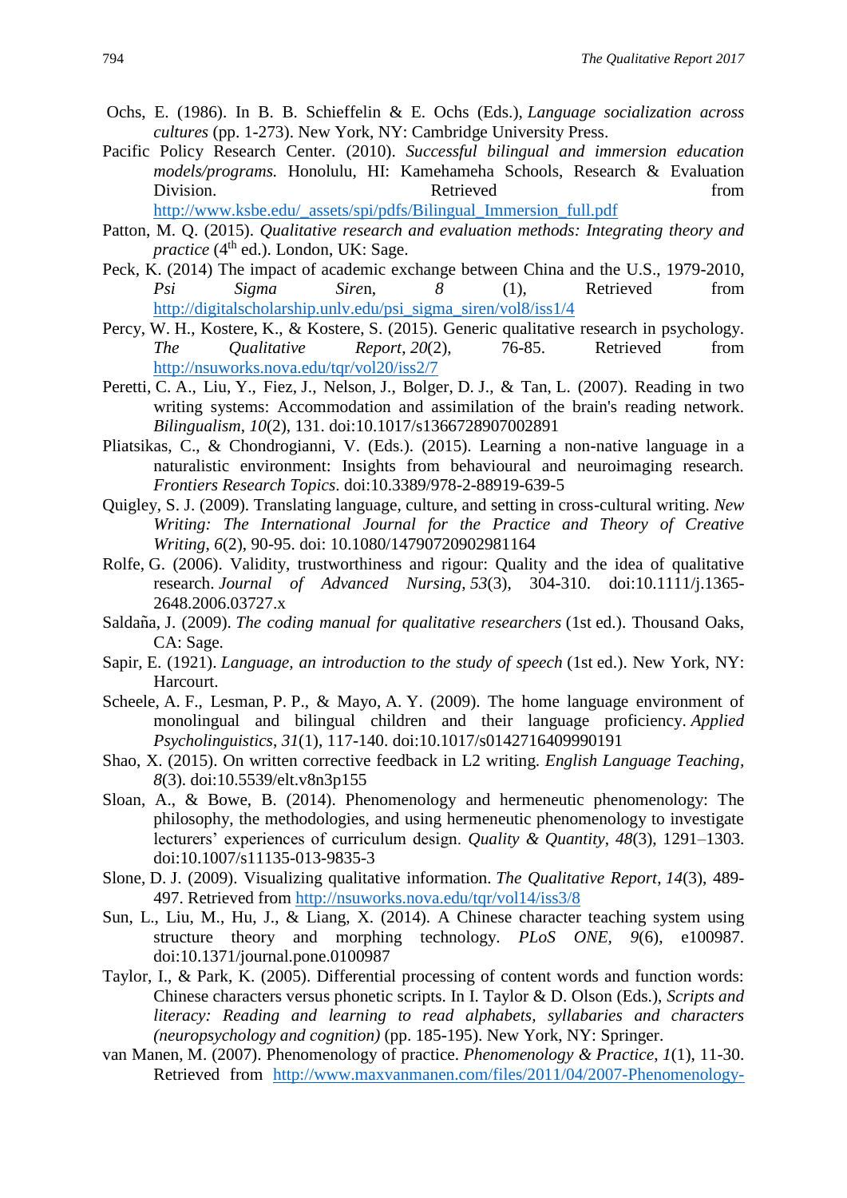Ochs, E. (1986). In B. B. Schieffelin & E. Ochs (Eds.), *Language socialization across cultures* (pp. 1-273). New York, NY: Cambridge University Press.

Pacific Policy Research Center. (2010). *Successful bilingual and immersion education models/programs.* Honolulu, HI: Kamehameha Schools, Research & Evaluation Division. Retrieved from http://www.ksbe.edu/_assets/spi/pdfs/Bilingual_Immersion_full.pdf

Patton, M. Q. (2015). *Qualitative research and evaluation methods: Integrating theory and practice* (4th ed.). London, UK: Sage.

Peck, K. (2014) The impact of academic exchange between China and the U.S., 1979-2010, *Psi Sigma Sire*n, *8* (1), Retrieved from http://digitalscholarship.unlv.edu/psi_sigma_siren/vol8/iss1/4

Percy, W. H., Kostere, K., & Kostere, S. (2015). Generic qualitative research in psychology. *The Qualitative Report*, *20*(2), 76-85. Retrieved from http://nsuworks.nova.edu/tqr/vol20/iss2/7

Peretti, C. A., Liu, Y., Fiez, J., Nelson, J., Bolger, D. J., & Tan, L. (2007). Reading in two writing systems: Accommodation and assimilation of the brain's reading network. *Bilingualism*, *10*(2), 131. doi:10.1017/s1366728907002891

Pliatsikas, C., & Chondrogianni, V. (Eds.). (2015). Learning a non-native language in a naturalistic environment: Insights from behavioural and neuroimaging research. *Frontiers Research Topics*. doi:10.3389/978-2-88919-639-5

Quigley, S. J. (2009). Translating language, culture, and setting in cross-cultural writing. *New Writing: The International Journal for the Practice and Theory of Creative Writing*, *6*(2), 90-95. doi: 10.1080/14790720902981164

Rolfe, G. (2006). Validity, trustworthiness and rigour: Quality and the idea of qualitative research. *Journal of Advanced Nursing*, *53*(3), 304-310. doi:10.1111/j.1365-2648.2006.03727.x

Saldaña, J. (2009). *The coding manual for qualitative researchers* (1st ed.). Thousand Oaks, CA: Sage.

Sapir, E. (1921). *Language, an introduction to the study of speech* (1st ed.). New York, NY: Harcourt.

Scheele, A. F., Lesman, P. P., & Mayo, A. Y. (2009). The home language environment of monolingual and bilingual children and their language proficiency. *Applied Psycholinguistics*, *31*(1), 117-140. doi:10.1017/s0142716409990191

Shao, X. (2015). On written corrective feedback in L2 writing. *English Language Teaching*, *8*(3). doi:10.5539/elt.v8n3p155

Sloan, A., & Bowe, B. (2014). Phenomenology and hermeneutic phenomenology: The philosophy, the methodologies, and using hermeneutic phenomenology to investigate lecturers' experiences of curriculum design. *Quality & Quantity*, *48*(3), 1291–1303. doi:10.1007/s11135-013-9835-3

Slone, D. J. (2009). Visualizing qualitative information. *The Qualitative Report*, *14*(3), 489-497. Retrieved from http://nsuworks.nova.edu/tqr/vol14/iss3/8

Sun, L., Liu, M., Hu, J., & Liang, X. (2014). A Chinese character teaching system using structure theory and morphing technology. *PLoS ONE*, *9*(6), e100987. doi:10.1371/journal.pone.0100987

Taylor, I., & Park, K. (2005). Differential processing of content words and function words: Chinese characters versus phonetic scripts. In I. Taylor & D. Olson (Eds.), *Scripts and literacy: Reading and learning to read alphabets, syllabaries and characters (neuropsychology and cognition)* (pp. 185-195). New York, NY: Springer.

van Manen, M. (2007). Phenomenology of practice. *Phenomenology & Practice*, *1*(1), 11-30. Retrieved from http://www.maxvanmanen.com/files/2011/04/2007-Phenomenology-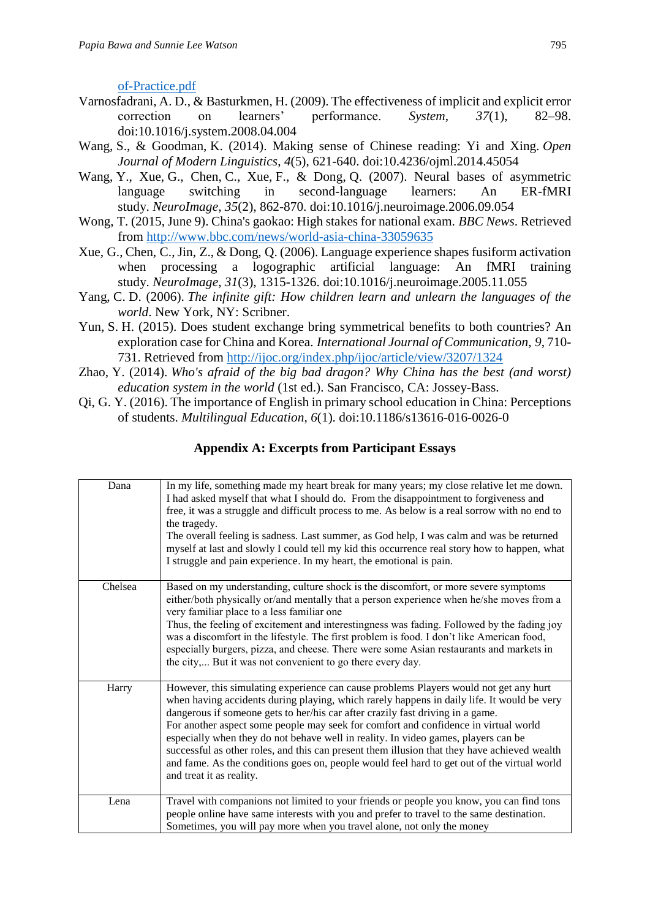of-Practice.pdf

Varnosfadrani, A. D., & Basturkmen, H. (2009). The effectiveness of implicit and explicit error correction on learners' performance. *System*, *37*(1), 82–98. doi:10.1016/j.system.2008.04.004

Wang, S., & Goodman, K. (2014). Making sense of Chinese reading: Yi and Xing. *Open Journal of Modern Linguistics*, *4*(5), 621-640. doi:10.4236/ojml.2014.45054

Wang, Y., Xue, G., Chen, C., Xue, F., & Dong, Q. (2007). Neural bases of asymmetric language switching in second-language learners: An ER-fMRI study. *NeuroImage*, *35*(2), 862-870. doi:10.1016/j.neuroimage.2006.09.054

Wong, T. (2015, June 9). China's gaokao: High stakes for national exam. *BBC News*. Retrieved from http://www.bbc.com/news/world-asia-china-33059635

Xue, G., Chen, C., Jin, Z., & Dong, Q. (2006). Language experience shapes fusiform activation when processing a logographic artificial language: An fMRI training study. *NeuroImage*, *31*(3), 1315-1326. doi:10.1016/j.neuroimage.2005.11.055

Yang, C. D. (2006). *The infinite gift: How children learn and unlearn the languages of the world*. New York, NY: Scribner.

Yun, S. H. (2015). Does student exchange bring symmetrical benefits to both countries? An exploration case for China and Korea. *International Journal of Communication*, *9*, 710-731. Retrieved from http://ijoc.org/index.php/ijoc/article/view/3207/1324

Zhao, Y. (2014). *Who's afraid of the big bad dragon? Why China has the best (and worst) education system in the world* (1st ed.). San Francisco, CA: Jossey-Bass.

Qi, G. Y. (2016). The importance of English in primary school education in China: Perceptions of students. *Multilingual Education*, *6*(1). doi:10.1186/s13616-016-0026-0

## Appendix A: Excerpts from Participant Essays

| | |
|---|---|
| Dana | In my life, something made my heart break for many years; my close relative let me down. I had asked myself that what I should do. From the disappointment to forgiveness and free, it was a struggle and difficult process to me. As below is a real sorrow with no end to the tragedy.<br>The overall feeling is sadness. Last summer, as God help, I was calm and was be returned myself at last and slowly I could tell my kid this occurrence real story how to happen, what I struggle and pain experience. In my heart, the emotional is pain. |
| Chelsea | Based on my understanding, culture shock is the discomfort, or more severe symptoms either/both physically or/and mentally that a person experience when he/she moves from a very familiar place to a less familiar one<br>Thus, the feeling of excitement and interestingness was fading. Followed by the fading joy was a discomfort in the lifestyle. The first problem is food. I don't like American food, especially burgers, pizza, and cheese. There were some Asian restaurants and markets in the city,... But it was not convenient to go there every day. |
| Harry | However, this simulating experience can cause problems Players would not get any hurt when having accidents during playing, which rarely happens in daily life. It would be very dangerous if someone gets to her/his car after crazily fast driving in a game.<br>For another aspect some people may seek for comfort and confidence in virtual world especially when they do not behave well in reality. In video games, players can be successful as other roles, and this can present them illusion that they have achieved wealth and fame. As the conditions goes on, people would feel hard to get out of the virtual world and treat it as reality. |
| Lena | Travel with companions not limited to your friends or people you know, you can find tons people online have same interests with you and prefer to travel to the same destination. Sometimes, you will pay more when you travel alone, not only the money |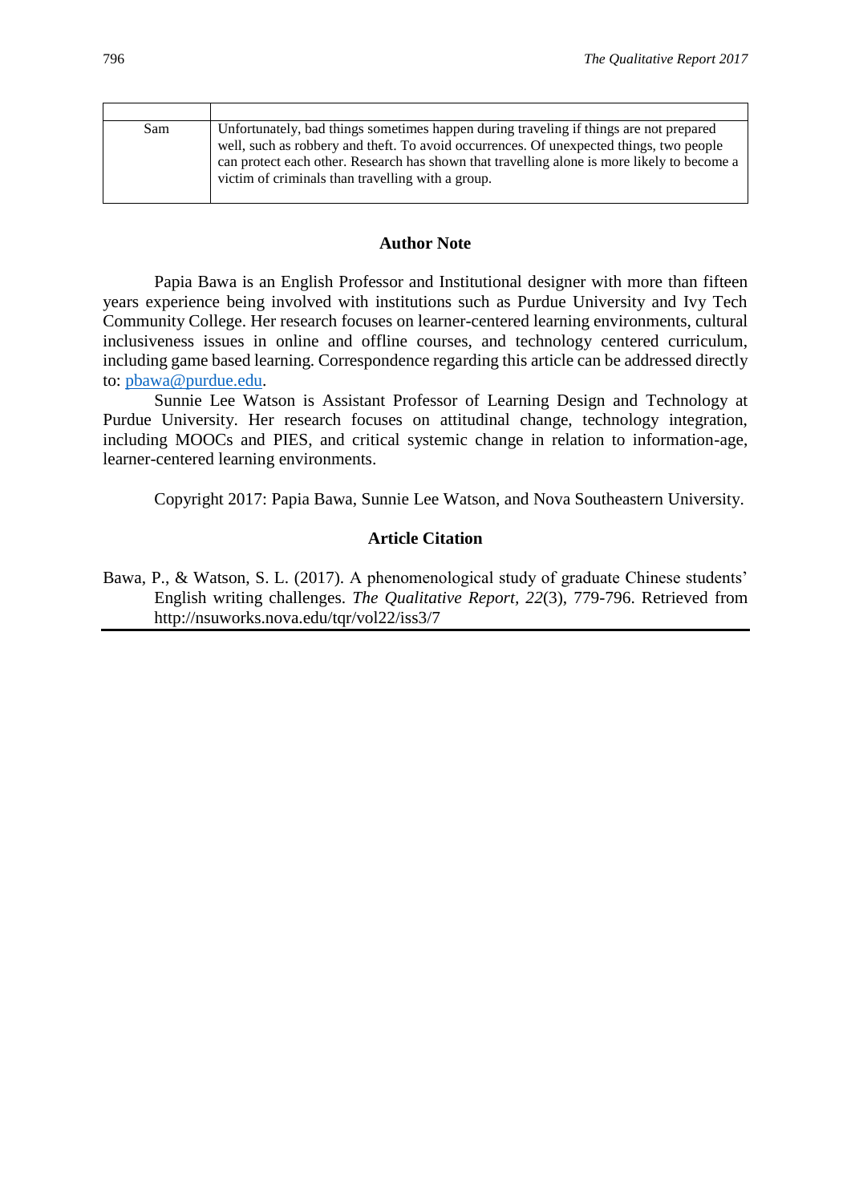| | |
|---|---|
| Sam | Unfortunately, bad things sometimes happen during traveling if things are not prepared well, such as robbery and theft. To avoid occurrences. Of unexpected things, two people can protect each other. Research has shown that travelling alone is more likely to become a victim of criminals than travelling with a group. |

## Author Note

Papia Bawa is an English Professor and Institutional designer with more than fifteen years experience being involved with institutions such as Purdue University and Ivy Tech Community College. Her research focuses on learner-centered learning environments, cultural inclusiveness issues in online and offline courses, and technology centered curriculum, including game based learning. Correspondence regarding this article can be addressed directly to: pbawa@purdue.edu.

Sunnie Lee Watson is Assistant Professor of Learning Design and Technology at Purdue University. Her research focuses on attitudinal change, technology integration, including MOOCs and PIES, and critical systemic change in relation to information-age, learner-centered learning environments.

Copyright 2017: Papia Bawa, Sunnie Lee Watson, and Nova Southeastern University.

## Article Citation

Bawa, P., & Watson, S. L. (2017). A phenomenological study of graduate Chinese students' English writing challenges. *The Qualitative Report, 22*(3), 779-796. Retrieved from http://nsuworks.nova.edu/tqr/vol22/iss3/7